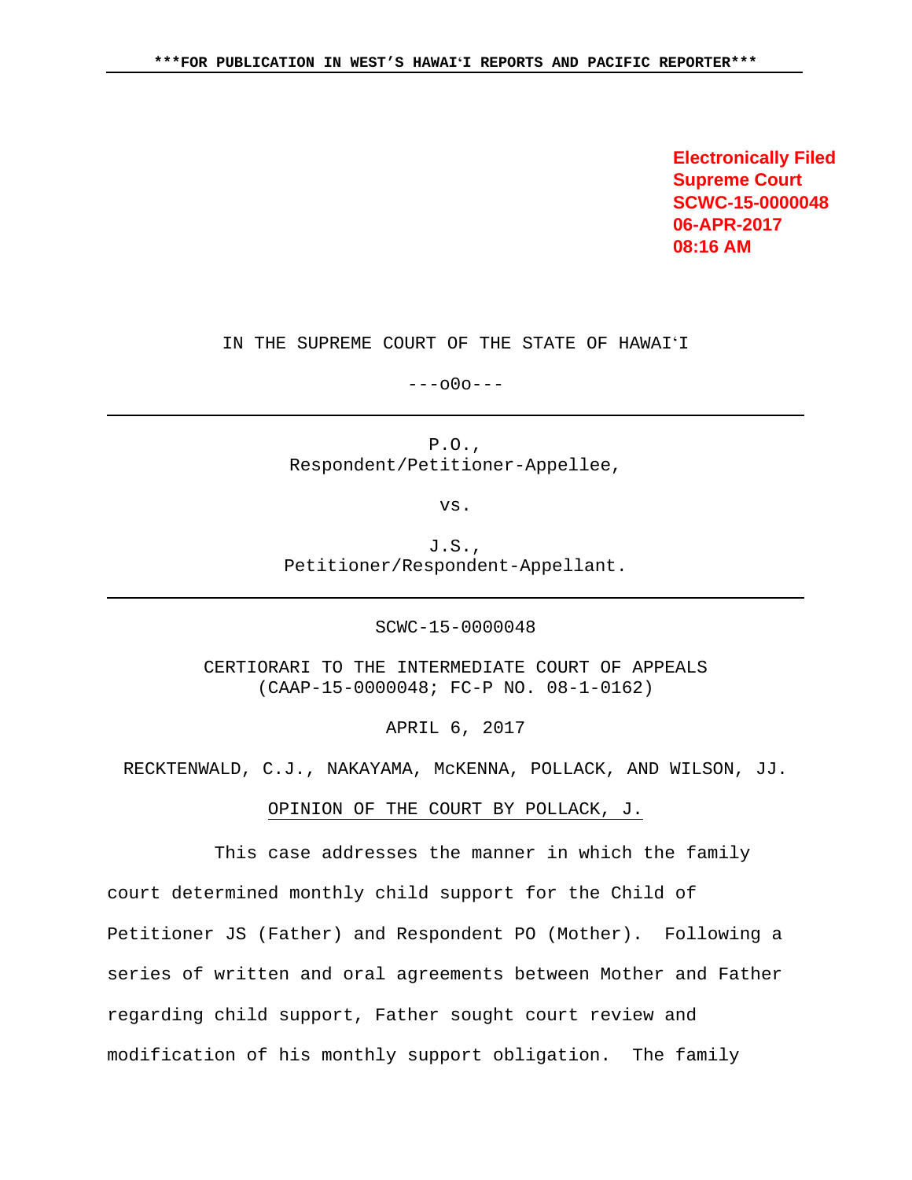\*\*\*FOR PUBLICATION IN WEST'S HAWAIʻI REPORTS AND PACIFIC REPORTER\*\*\*

**Electronically Filed**
**Supreme Court**
**SCWC-15-0000048**
**06-APR-2017**
**08:16 AM**

IN THE SUPREME COURT OF THE STATE OF HAWAIʻI

---o0o---

P.O.,
Respondent/Petitioner-Appellee,

vs.

J.S.,
Petitioner/Respondent-Appellant.

SCWC-15-0000048

CERTIORARI TO THE INTERMEDIATE COURT OF APPEALS
(CAAP-15-0000048; FC-P NO. 08-1-0162)

APRIL 6, 2017

RECKTENWALD, C.J., NAKAYAMA, McKENNA, POLLACK, AND WILSON, JJ.

OPINION OF THE COURT BY POLLACK, J.

This case addresses the manner in which the family court determined monthly child support for the Child of Petitioner JS (Father) and Respondent PO (Mother). Following a series of written and oral agreements between Mother and Father regarding child support, Father sought court review and modification of his monthly support obligation. The family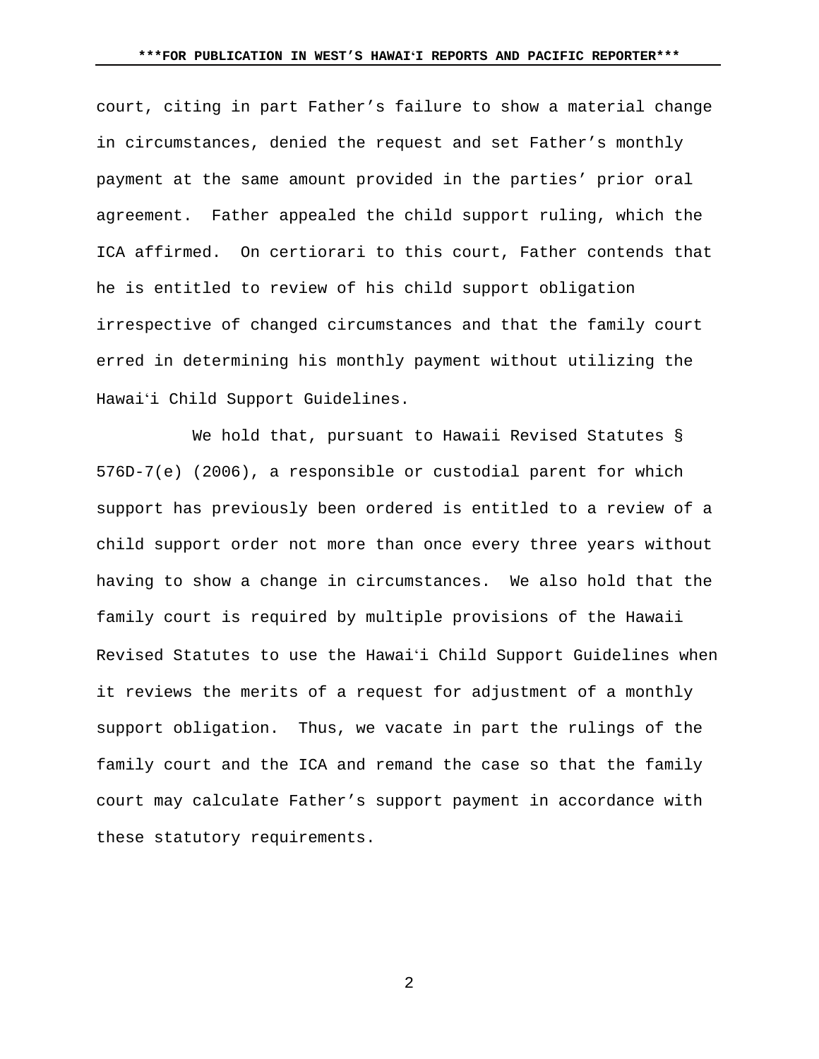court, citing in part Father's failure to show a material change in circumstances, denied the request and set Father's monthly payment at the same amount provided in the parties' prior oral agreement. Father appealed the child support ruling, which the ICA affirmed. On certiorari to this court, Father contends that he is entitled to review of his child support obligation irrespective of changed circumstances and that the family court erred in determining his monthly payment without utilizing the Hawaiʻi Child Support Guidelines.

We hold that, pursuant to Hawaii Revised Statutes § 576D-7(e) (2006), a responsible or custodial parent for which support has previously been ordered is entitled to a review of a child support order not more than once every three years without having to show a change in circumstances. We also hold that the family court is required by multiple provisions of the Hawaii Revised Statutes to use the Hawaiʻi Child Support Guidelines when it reviews the merits of a request for adjustment of a monthly support obligation. Thus, we vacate in part the rulings of the family court and the ICA and remand the case so that the family court may calculate Father's support payment in accordance with these statutory requirements.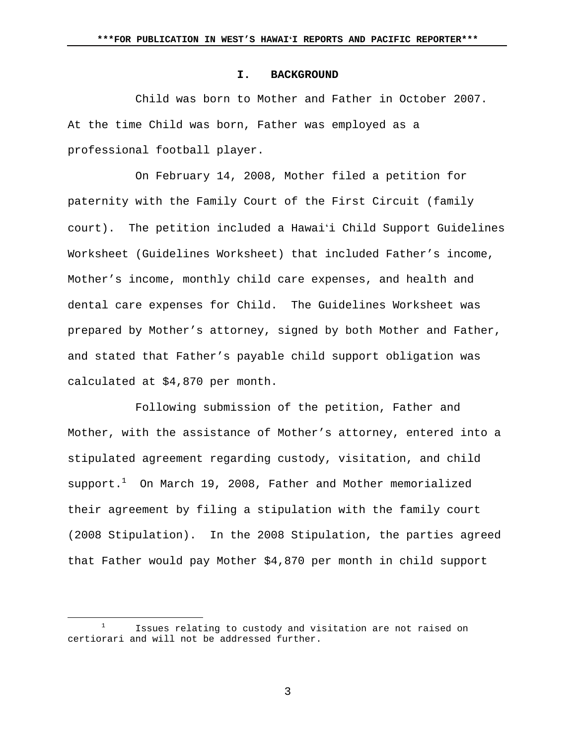## I. BACKGROUND

Child was born to Mother and Father in October 2007. At the time Child was born, Father was employed as a professional football player.

On February 14, 2008, Mother filed a petition for paternity with the Family Court of the First Circuit (family court). The petition included a Hawaiʻi Child Support Guidelines Worksheet (Guidelines Worksheet) that included Father's income, Mother's income, monthly child care expenses, and health and dental care expenses for Child. The Guidelines Worksheet was prepared by Mother's attorney, signed by both Mother and Father, and stated that Father's payable child support obligation was calculated at $4,870 per month.

Following submission of the petition, Father and Mother, with the assistance of Mother's attorney, entered into a stipulated agreement regarding custody, visitation, and child support.[1] On March 19, 2008, Father and Mother memorialized their agreement by filing a stipulation with the family court (2008 Stipulation). In the 2008 Stipulation, the parties agreed that Father would pay Mother $4,870 per month in child support

---

[1] Issues relating to custody and visitation are not raised on certiorari and will not be addressed further.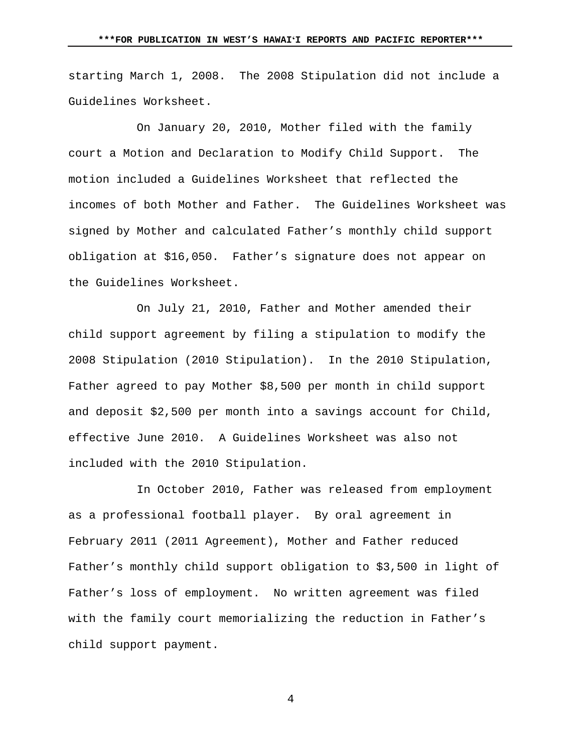starting March 1, 2008. The 2008 Stipulation did not include a Guidelines Worksheet.

On January 20, 2010, Mother filed with the family court a Motion and Declaration to Modify Child Support. The motion included a Guidelines Worksheet that reflected the incomes of both Mother and Father. The Guidelines Worksheet was signed by Mother and calculated Father's monthly child support obligation at $16,050. Father's signature does not appear on the Guidelines Worksheet.

On July 21, 2010, Father and Mother amended their child support agreement by filing a stipulation to modify the 2008 Stipulation (2010 Stipulation). In the 2010 Stipulation, Father agreed to pay Mother $8,500 per month in child support and deposit $2,500 per month into a savings account for Child, effective June 2010. A Guidelines Worksheet was also not included with the 2010 Stipulation.

In October 2010, Father was released from employment as a professional football player. By oral agreement in February 2011 (2011 Agreement), Mother and Father reduced Father's monthly child support obligation to $3,500 in light of Father's loss of employment. No written agreement was filed with the family court memorializing the reduction in Father's child support payment.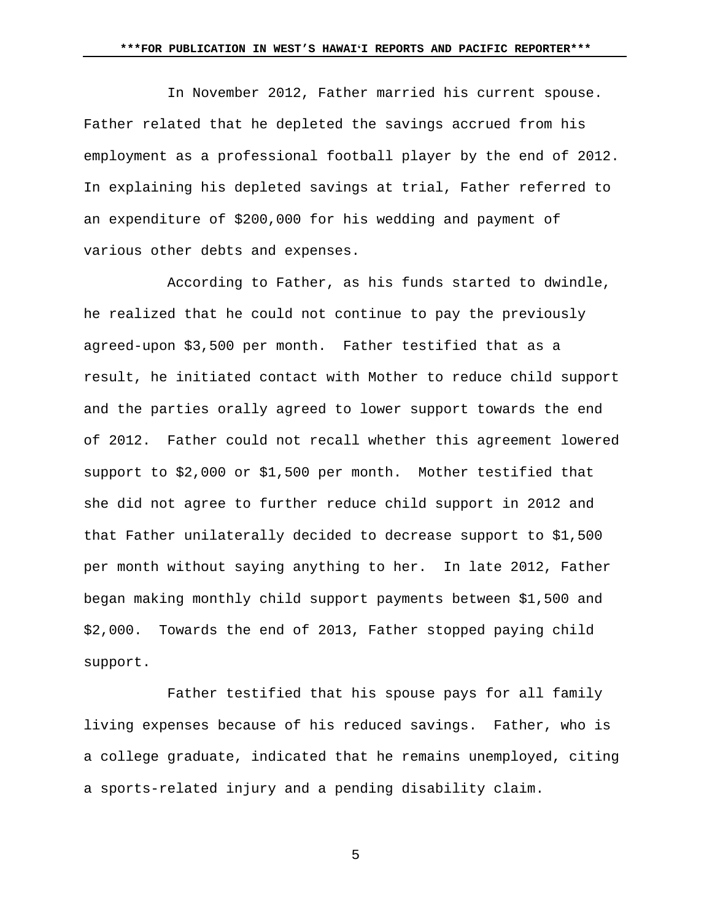In November 2012, Father married his current spouse. Father related that he depleted the savings accrued from his employment as a professional football player by the end of 2012. In explaining his depleted savings at trial, Father referred to an expenditure of $200,000 for his wedding and payment of various other debts and expenses.

According to Father, as his funds started to dwindle, he realized that he could not continue to pay the previously agreed-upon $3,500 per month. Father testified that as a result, he initiated contact with Mother to reduce child support and the parties orally agreed to lower support towards the end of 2012. Father could not recall whether this agreement lowered support to $2,000 or $1,500 per month. Mother testified that she did not agree to further reduce child support in 2012 and that Father unilaterally decided to decrease support to $1,500 per month without saying anything to her. In late 2012, Father began making monthly child support payments between $1,500 and $2,000. Towards the end of 2013, Father stopped paying child support.

Father testified that his spouse pays for all family living expenses because of his reduced savings. Father, who is a college graduate, indicated that he remains unemployed, citing a sports-related injury and a pending disability claim.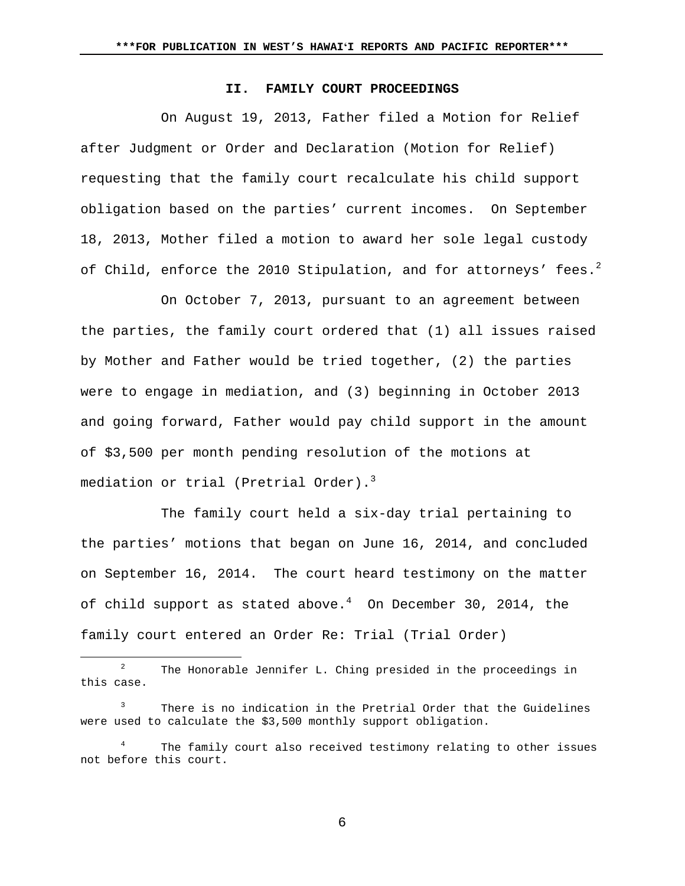## II. FAMILY COURT PROCEEDINGS

On August 19, 2013, Father filed a Motion for Relief after Judgment or Order and Declaration (Motion for Relief) requesting that the family court recalculate his child support obligation based on the parties' current incomes. On September 18, 2013, Mother filed a motion to award her sole legal custody of Child, enforce the 2010 Stipulation, and for attorneys' fees.[2]

On October 7, 2013, pursuant to an agreement between the parties, the family court ordered that (1) all issues raised by Mother and Father would be tried together, (2) the parties were to engage in mediation, and (3) beginning in October 2013 and going forward, Father would pay child support in the amount of $3,500 per month pending resolution of the motions at mediation or trial (Pretrial Order).[3]

The family court held a six-day trial pertaining to the parties' motions that began on June 16, 2014, and concluded on September 16, 2014. The court heard testimony on the matter of child support as stated above.[4] On December 30, 2014, the family court entered an Order Re: Trial (Trial Order)

---

[2] The Honorable Jennifer L. Ching presided in the proceedings in this case.

[3] There is no indication in the Pretrial Order that the Guidelines were used to calculate the $3,500 monthly support obligation.

[4] The family court also received testimony relating to other issues not before this court.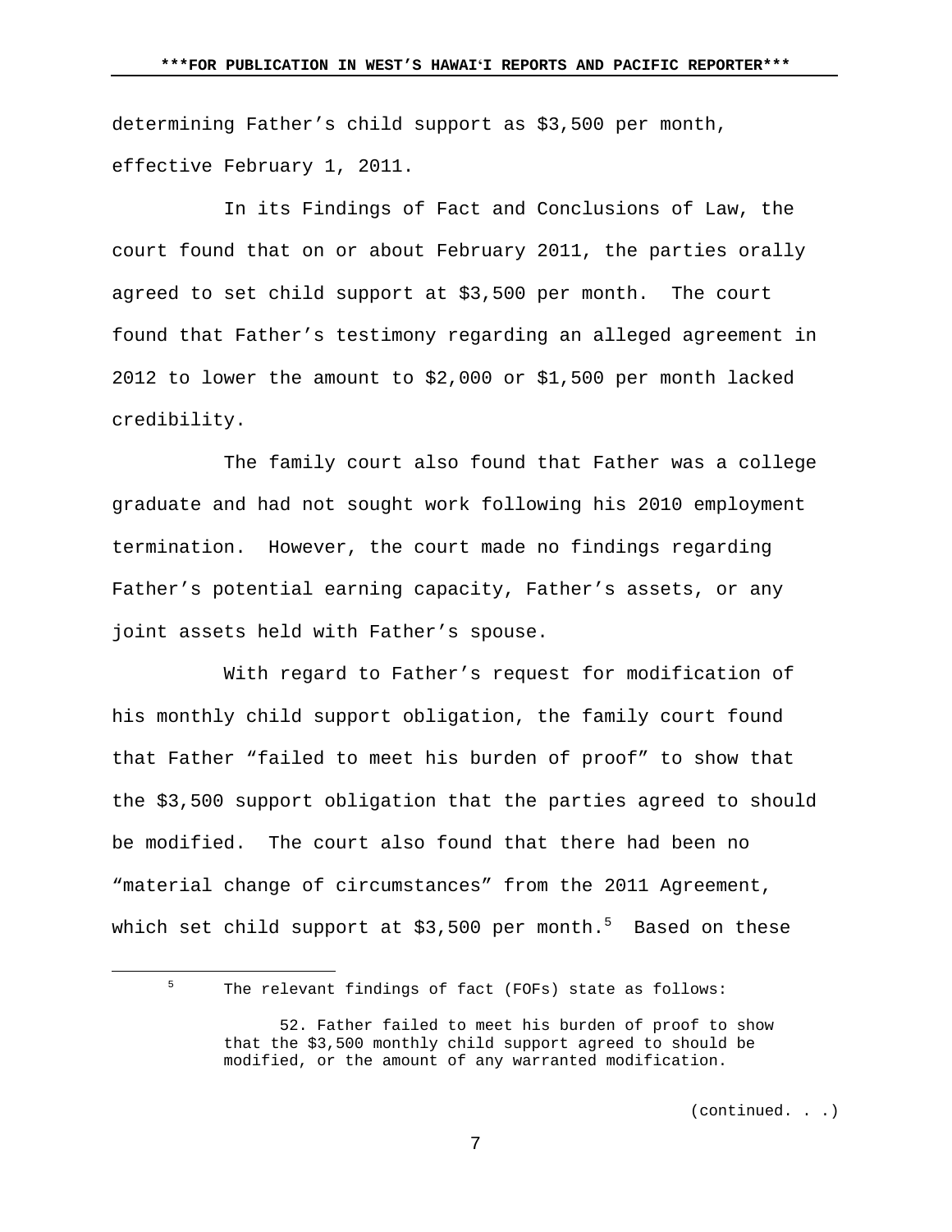determining Father's child support as $3,500 per month, effective February 1, 2011.

In its Findings of Fact and Conclusions of Law, the court found that on or about February 2011, the parties orally agreed to set child support at $3,500 per month. The court found that Father's testimony regarding an alleged agreement in 2012 to lower the amount to $2,000 or $1,500 per month lacked credibility.

The family court also found that Father was a college graduate and had not sought work following his 2010 employment termination. However, the court made no findings regarding Father's potential earning capacity, Father's assets, or any joint assets held with Father's spouse.

With regard to Father's request for modification of his monthly child support obligation, the family court found that Father "failed to meet his burden of proof" to show that the $3,500 support obligation that the parties agreed to should be modified. The court also found that there had been no "material change of circumstances" from the 2011 Agreement, which set child support at $3,500 per month.[5] Based on these

---

[5] The relevant findings of fact (FOFs) state as follows:

> 52. Father failed to meet his burden of proof to show that the $3,500 monthly child support agreed to should be modified, or the amount of any warranted modification.

(continued. . .)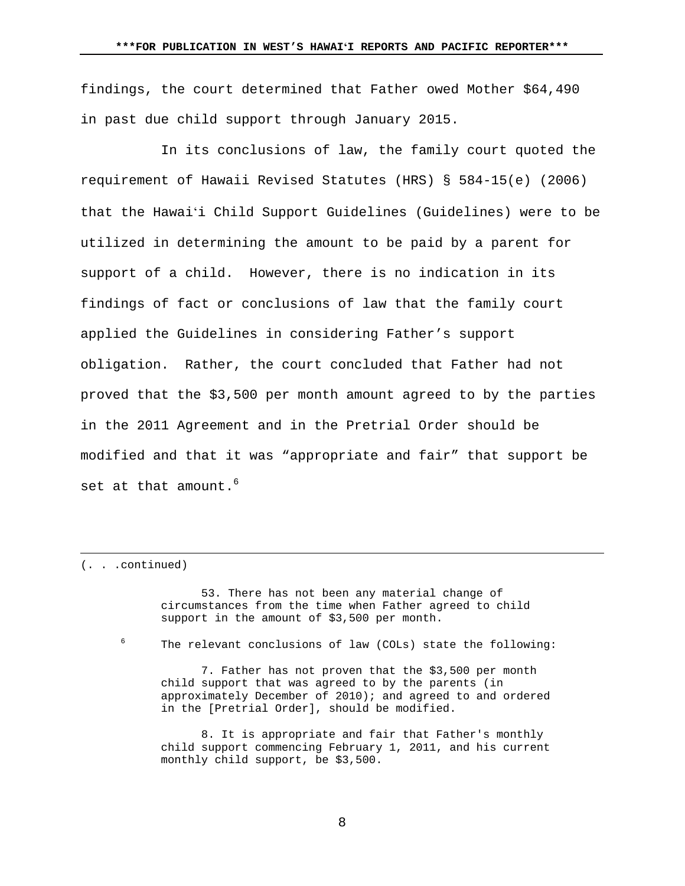findings, the court determined that Father owed Mother $64,490 in past due child support through January 2015.

In its conclusions of law, the family court quoted the requirement of Hawaii Revised Statutes (HRS) § 584-15(e) (2006) that the Hawaiʻi Child Support Guidelines (Guidelines) were to be utilized in determining the amount to be paid by a parent for support of a child. However, there is no indication in its findings of fact or conclusions of law that the family court applied the Guidelines in considering Father's support obligation. Rather, the court concluded that Father had not proved that the $3,500 per month amount agreed to by the parties in the 2011 Agreement and in the Pretrial Order should be modified and that it was "appropriate and fair" that support be set at that amount.[6]

---

(. . .continued)

> 53. There has not been any material change of circumstances from the time when Father agreed to child support in the amount of $3,500 per month.

[6] The relevant conclusions of law (COLs) state the following:

> 7. Father has not proven that the $3,500 per month child support that was agreed to by the parents (in approximately December of 2010); and agreed to and ordered in the [Pretrial Order], should be modified.
>
> 8. It is appropriate and fair that Father's monthly child support commencing February 1, 2011, and his current monthly child support, be $3,500.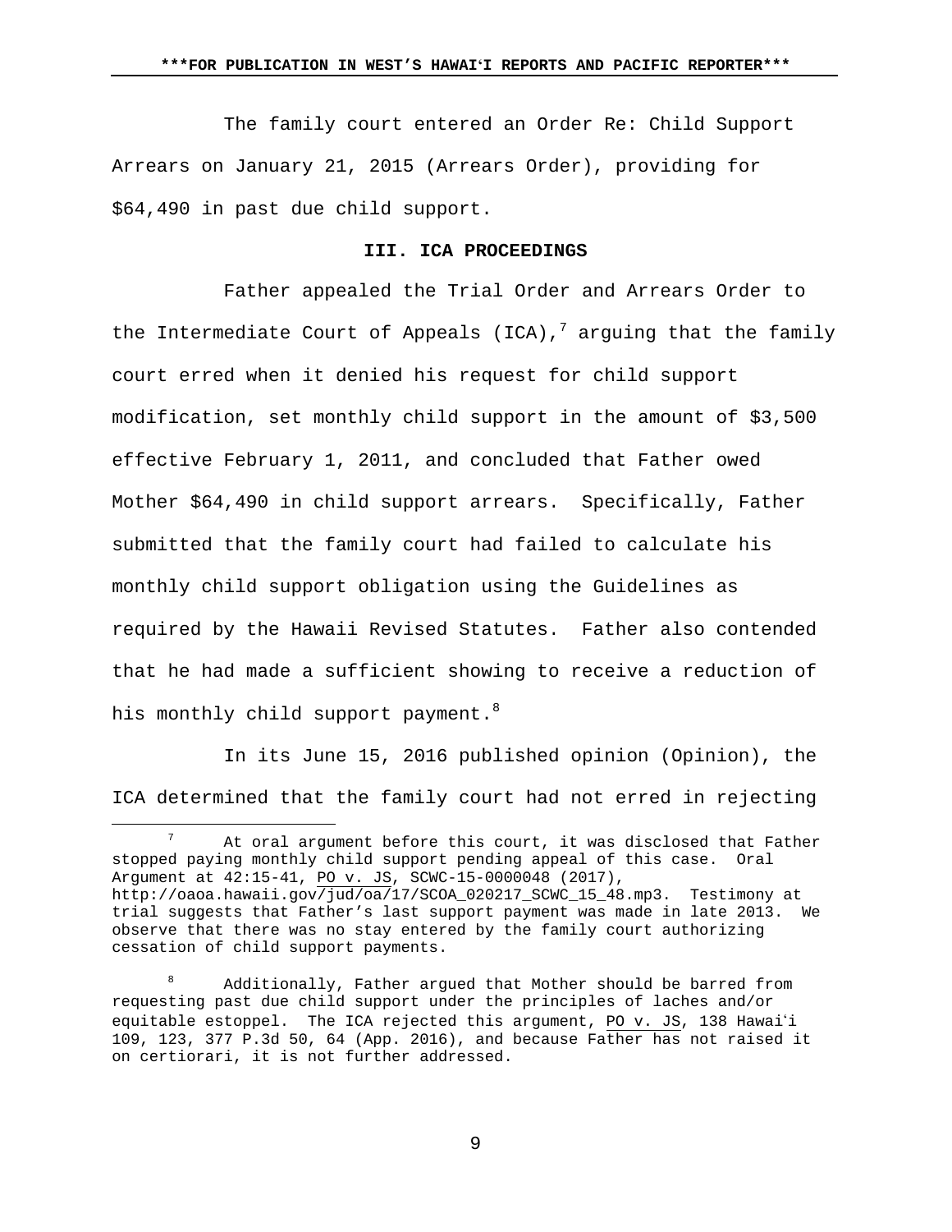The family court entered an Order Re: Child Support Arrears on January 21, 2015 (Arrears Order), providing for $64,490 in past due child support.

### III. ICA PROCEEDINGS

Father appealed the Trial Order and Arrears Order to the Intermediate Court of Appeals (ICA),[7] arguing that the family court erred when it denied his request for child support modification, set monthly child support in the amount of $3,500 effective February 1, 2011, and concluded that Father owed Mother $64,490 in child support arrears. Specifically, Father submitted that the family court had failed to calculate his monthly child support obligation using the Guidelines as required by the Hawaii Revised Statutes. Father also contended that he had made a sufficient showing to receive a reduction of his monthly child support payment.[8]

In its June 15, 2016 published opinion (Opinion), the ICA determined that the family court had not erred in rejecting

---

[7] At oral argument before this court, it was disclosed that Father stopped paying monthly child support pending appeal of this case. Oral Argument at 42:15-41, PO v. JS, SCWC-15-0000048 (2017), http://oaoa.hawaii.gov/jud/oa/17/SCOA_020217_SCWC_15_48.mp3. Testimony at trial suggests that Father's last support payment was made in late 2013. We observe that there was no stay entered by the family court authorizing cessation of child support payments.

[8] Additionally, Father argued that Mother should be barred from requesting past due child support under the principles of laches and/or equitable estoppel. The ICA rejected this argument, PO v. JS, 138 Hawaiʻi 109, 123, 377 P.3d 50, 64 (App. 2016), and because Father has not raised it on certiorari, it is not further addressed.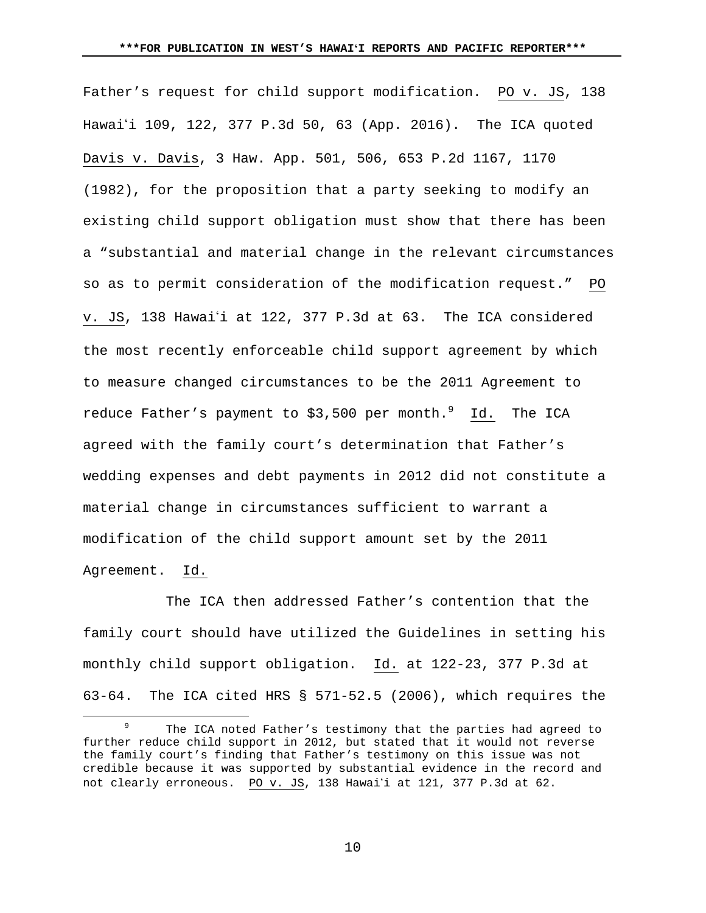Father's request for child support modification. PO v. JS, 138 Hawaiʻi 109, 122, 377 P.3d 50, 63 (App. 2016). The ICA quoted Davis v. Davis, 3 Haw. App. 501, 506, 653 P.2d 1167, 1170 (1982), for the proposition that a party seeking to modify an existing child support obligation must show that there has been a "substantial and material change in the relevant circumstances so as to permit consideration of the modification request." PO v. JS, 138 Hawaiʻi at 122, 377 P.3d at 63. The ICA considered the most recently enforceable child support agreement by which to measure changed circumstances to be the 2011 Agreement to reduce Father's payment to $3,500 per month.[9] Id. The ICA agreed with the family court's determination that Father's wedding expenses and debt payments in 2012 did not constitute a material change in circumstances sufficient to warrant a modification of the child support amount set by the 2011 Agreement. Id.

The ICA then addressed Father's contention that the family court should have utilized the Guidelines in setting his monthly child support obligation. Id. at 122-23, 377 P.3d at 63-64. The ICA cited HRS § 571-52.5 (2006), which requires the

[9] The ICA noted Father's testimony that the parties had agreed to further reduce child support in 2012, but stated that it would not reverse the family court's finding that Father's testimony on this issue was not credible because it was supported by substantial evidence in the record and not clearly erroneous. PO v. JS, 138 Hawaiʻi at 121, 377 P.3d at 62.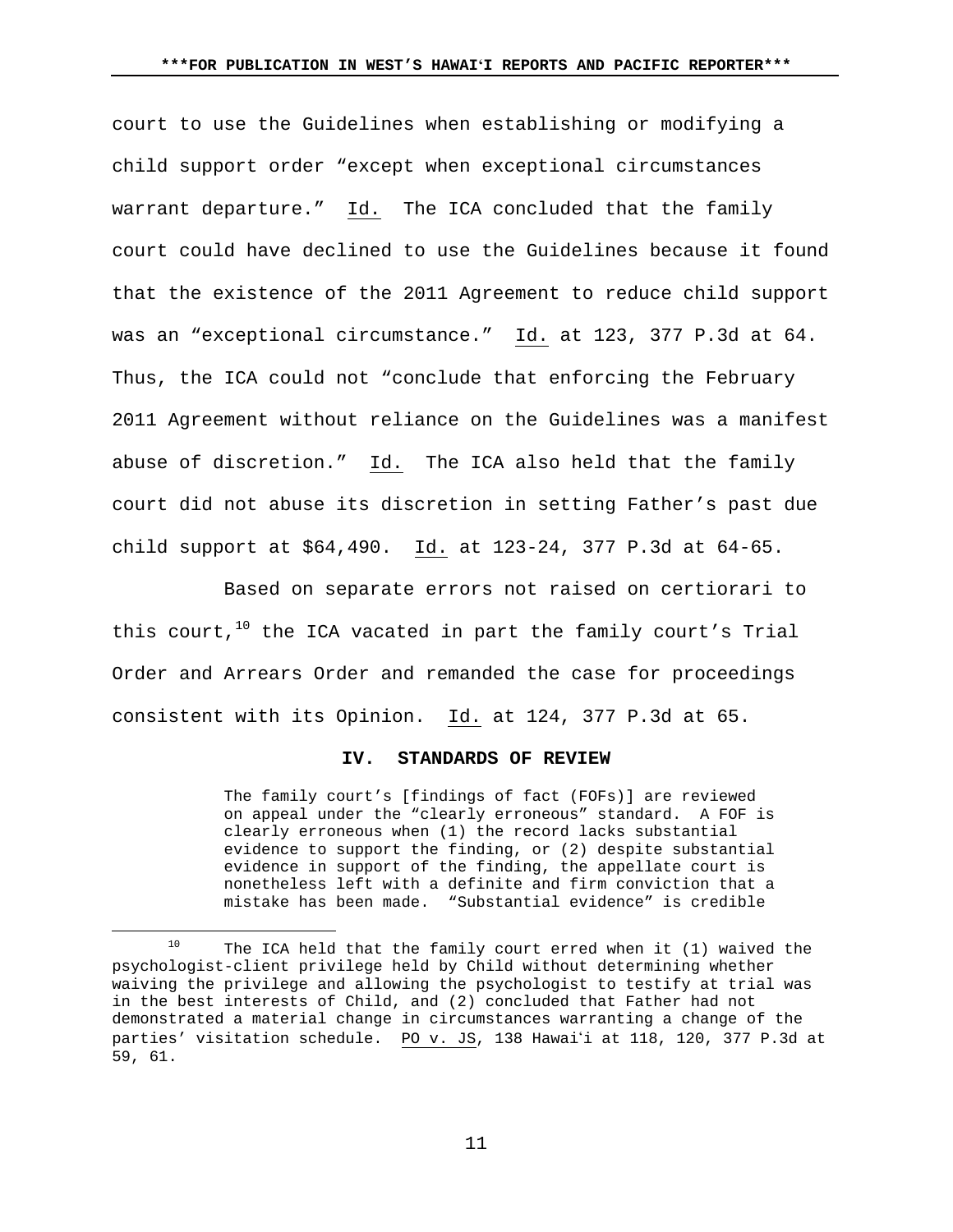court to use the Guidelines when establishing or modifying a child support order "except when exceptional circumstances warrant departure." Id. The ICA concluded that the family court could have declined to use the Guidelines because it found that the existence of the 2011 Agreement to reduce child support was an "exceptional circumstance." Id. at 123, 377 P.3d at 64. Thus, the ICA could not "conclude that enforcing the February 2011 Agreement without reliance on the Guidelines was a manifest abuse of discretion." Id. The ICA also held that the family court did not abuse its discretion in setting Father's past due child support at $64,490. Id. at 123-24, 377 P.3d at 64-65.

Based on separate errors not raised on certiorari to this court,[10] the ICA vacated in part the family court's Trial Order and Arrears Order and remanded the case for proceedings consistent with its Opinion. Id. at 124, 377 P.3d at 65.

## IV. STANDARDS OF REVIEW

> The family court's [findings of fact (FOFs)] are reviewed on appeal under the "clearly erroneous" standard. A FOF is clearly erroneous when (1) the record lacks substantial evidence to support the finding, or (2) despite substantial evidence in support of the finding, the appellate court is nonetheless left with a definite and firm conviction that a mistake has been made. "Substantial evidence" is credible

---

[10] The ICA held that the family court erred when it (1) waived the psychologist-client privilege held by Child without determining whether waiving the privilege and allowing the psychologist to testify at trial was in the best interests of Child, and (2) concluded that Father had not demonstrated a material change in circumstances warranting a change of the parties' visitation schedule. PO v. JS, 138 Hawaiʻi at 118, 120, 377 P.3d at 59, 61.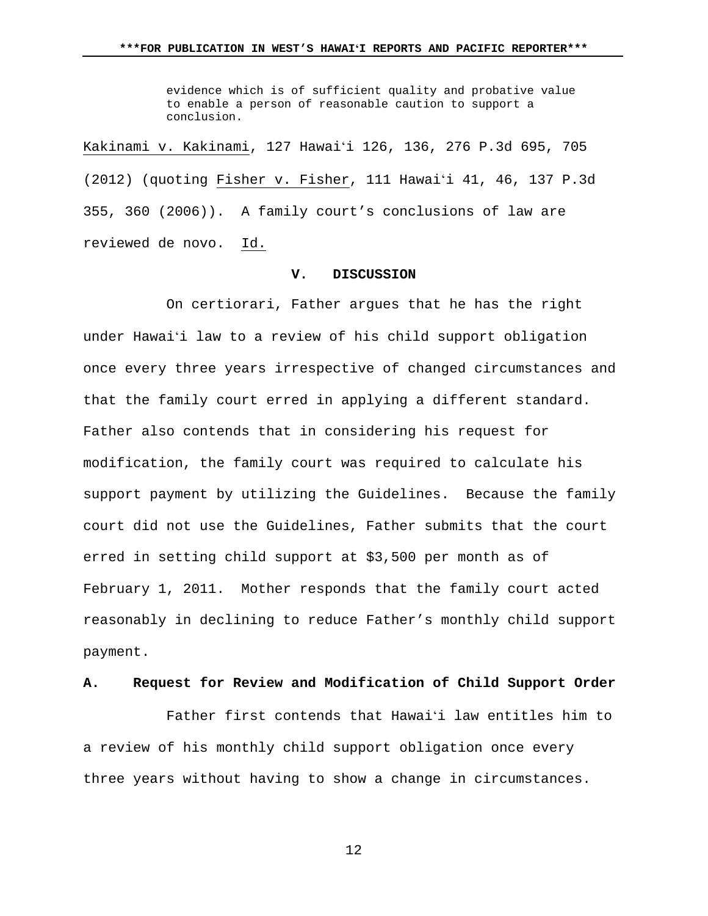> evidence which is of sufficient quality and probative value to enable a person of reasonable caution to support a conclusion.

Kakinami v. Kakinami, 127 Hawaiʻi 126, 136, 276 P.3d 695, 705 (2012) (quoting Fisher v. Fisher, 111 Hawaiʻi 41, 46, 137 P.3d 355, 360 (2006)). A family court's conclusions of law are reviewed de novo. Id.

## V. DISCUSSION

On certiorari, Father argues that he has the right under Hawaiʻi law to a review of his child support obligation once every three years irrespective of changed circumstances and that the family court erred in applying a different standard. Father also contends that in considering his request for modification, the family court was required to calculate his support payment by utilizing the Guidelines. Because the family court did not use the Guidelines, Father submits that the court erred in setting child support at $3,500 per month as of February 1, 2011. Mother responds that the family court acted reasonably in declining to reduce Father's monthly child support payment.

### A. Request for Review and Modification of Child Support Order

Father first contends that Hawaiʻi law entitles him to a review of his monthly child support obligation once every three years without having to show a change in circumstances.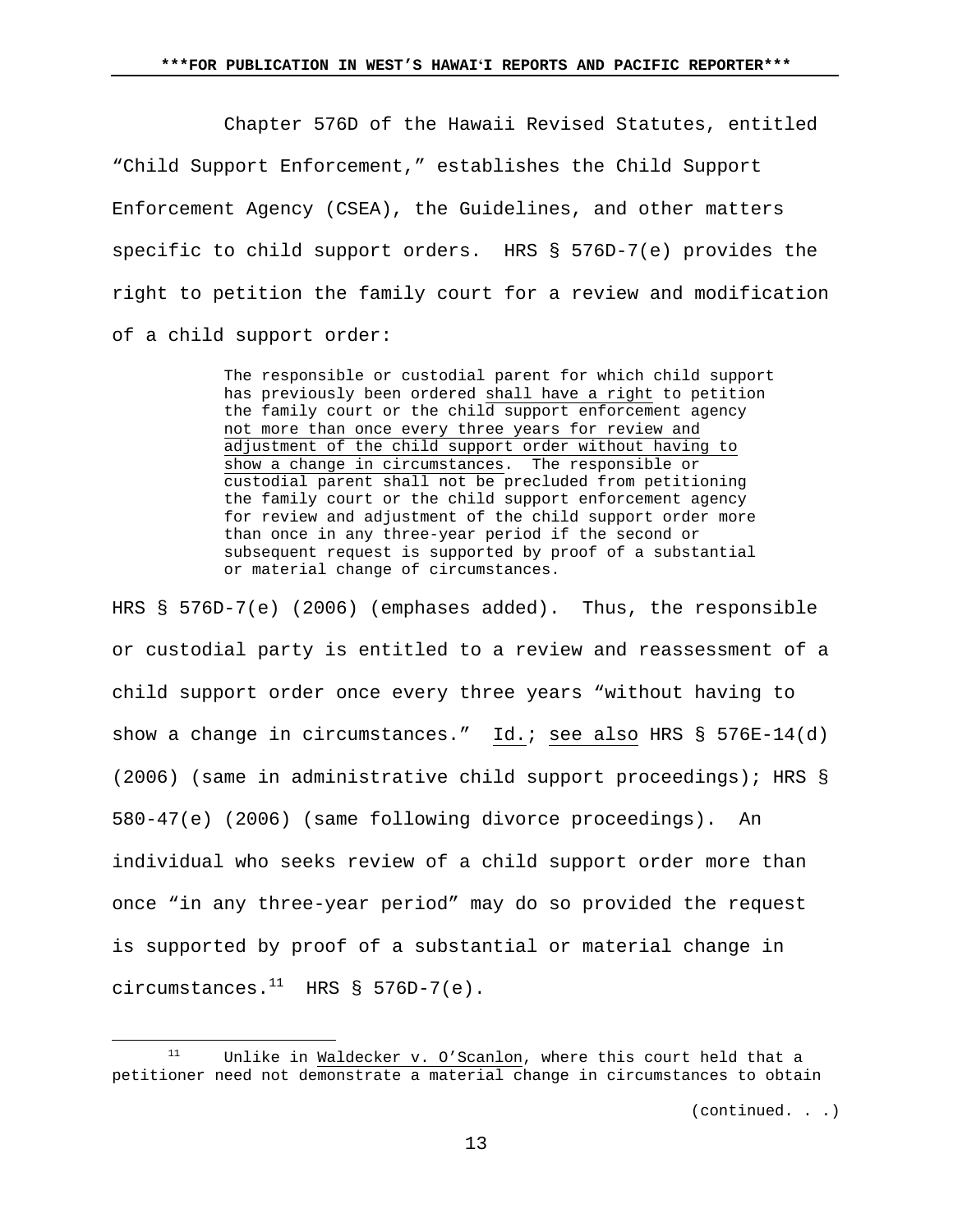Chapter 576D of the Hawaii Revised Statutes, entitled "Child Support Enforcement," establishes the Child Support Enforcement Agency (CSEA), the Guidelines, and other matters specific to child support orders. HRS § 576D-7(e) provides the right to petition the family court for a review and modification of a child support order:

> The responsible or custodial parent for which child support has previously been ordered <u>shall have a right</u> to petition the family court or the child support enforcement agency <u>not more than once every three years for review and adjustment of the child support order without having to show a change in circumstances</u>. The responsible or custodial parent shall not be precluded from petitioning the family court or the child support enforcement agency for review and adjustment of the child support order more than once in any three-year period if the second or subsequent request is supported by proof of a substantial or material change of circumstances.

HRS § 576D-7(e) (2006) (emphases added). Thus, the responsible or custodial party is entitled to a review and reassessment of a child support order once every three years "without having to show a change in circumstances." <u>Id.</u>; <u>see also</u> HRS § 576E-14(d) (2006) (same in administrative child support proceedings); HRS § 580-47(e) (2006) (same following divorce proceedings). An individual who seeks review of a child support order more than once "in any three-year period" may do so provided the request is supported by proof of a substantial or material change in circumstances.[11] HRS § 576D-7(e).

---

[11] Unlike in <u>Waldecker v. O'Scanlon</u>, where this court held that a petitioner need not demonstrate a material change in circumstances to obtain

(continued. . .)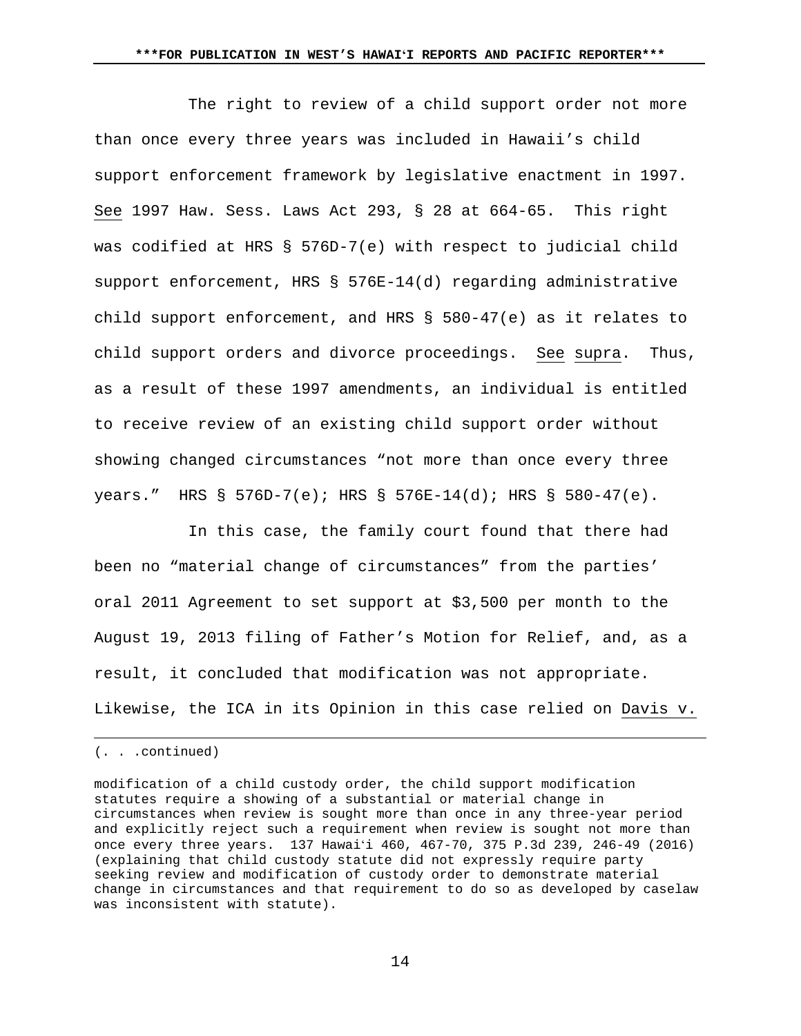The right to review of a child support order not more than once every three years was included in Hawaii's child support enforcement framework by legislative enactment in 1997. See 1997 Haw. Sess. Laws Act 293, § 28 at 664-65. This right was codified at HRS § 576D-7(e) with respect to judicial child support enforcement, HRS § 576E-14(d) regarding administrative child support enforcement, and HRS § 580-47(e) as it relates to child support orders and divorce proceedings. See supra. Thus, as a result of these 1997 amendments, an individual is entitled to receive review of an existing child support order without showing changed circumstances "not more than once every three years." HRS § 576D-7(e); HRS § 576E-14(d); HRS § 580-47(e).

In this case, the family court found that there had been no "material change of circumstances" from the parties' oral 2011 Agreement to set support at $3,500 per month to the August 19, 2013 filing of Father's Motion for Relief, and, as a result, it concluded that modification was not appropriate. Likewise, the ICA in its Opinion in this case relied on Davis v.

---

(. . .continued)

modification of a child custody order, the child support modification statutes require a showing of a substantial or material change in circumstances when review is sought more than once in any three-year period and explicitly reject such a requirement when review is sought not more than once every three years. 137 Hawaiʻi 460, 467-70, 375 P.3d 239, 246-49 (2016) (explaining that child custody statute did not expressly require party seeking review and modification of custody order to demonstrate material change in circumstances and that requirement to do so as developed by caselaw was inconsistent with statute).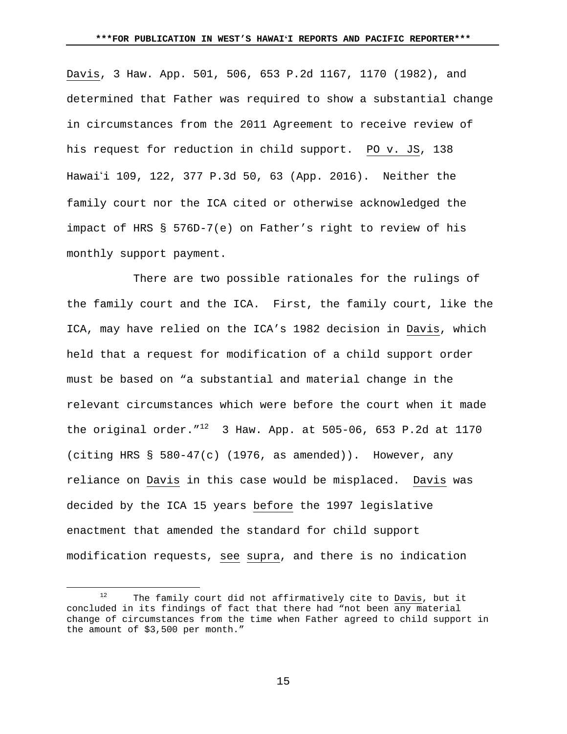Davis, 3 Haw. App. 501, 506, 653 P.2d 1167, 1170 (1982), and determined that Father was required to show a substantial change in circumstances from the 2011 Agreement to receive review of his request for reduction in child support. PO v. JS, 138 Hawaiʻi 109, 122, 377 P.3d 50, 63 (App. 2016). Neither the family court nor the ICA cited or otherwise acknowledged the impact of HRS § 576D-7(e) on Father's right to review of his monthly support payment.

There are two possible rationales for the rulings of the family court and the ICA. First, the family court, like the ICA, may have relied on the ICA's 1982 decision in Davis, which held that a request for modification of a child support order must be based on "a substantial and material change in the relevant circumstances which were before the court when it made the original order."[12] 3 Haw. App. at 505-06, 653 P.2d at 1170 (citing HRS § 580-47(c) (1976, as amended)). However, any reliance on Davis in this case would be misplaced. Davis was decided by the ICA 15 years before the 1997 legislative enactment that amended the standard for child support modification requests, see supra, and there is no indication

---

[12] The family court did not affirmatively cite to Davis, but it concluded in its findings of fact that there had "not been any material change of circumstances from the time when Father agreed to child support in the amount of $3,500 per month."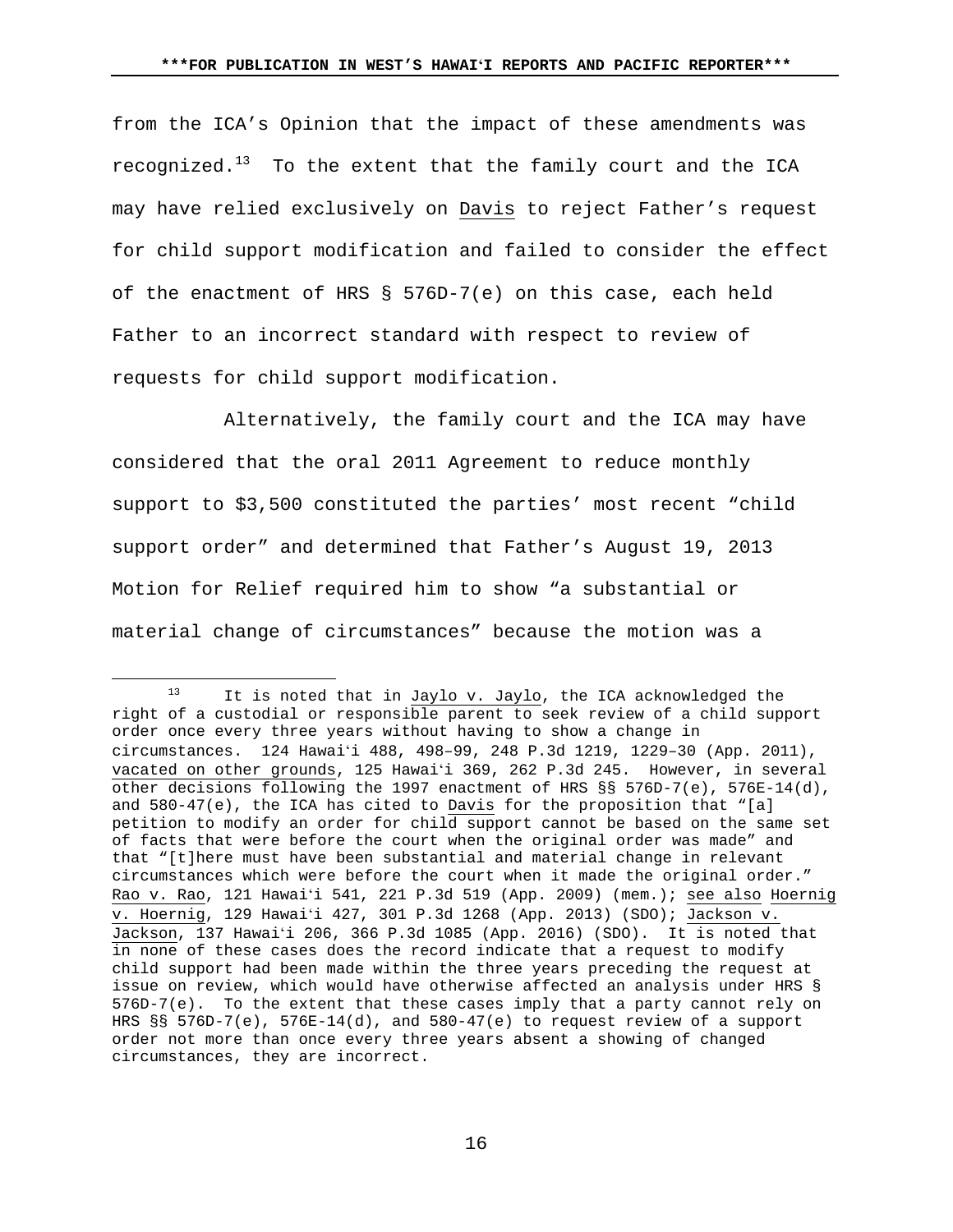from the ICA's Opinion that the impact of these amendments was recognized.[13] To the extent that the family court and the ICA may have relied exclusively on Davis to reject Father's request for child support modification and failed to consider the effect of the enactment of HRS § 576D-7(e) on this case, each held Father to an incorrect standard with respect to review of requests for child support modification.

Alternatively, the family court and the ICA may have considered that the oral 2011 Agreement to reduce monthly support to $3,500 constituted the parties' most recent "child support order" and determined that Father's August 19, 2013 Motion for Relief required him to show "a substantial or material change of circumstances" because the motion was a

---

[13] It is noted that in Jaylo v. Jaylo, the ICA acknowledged the right of a custodial or responsible parent to seek review of a child support order once every three years without having to show a change in circumstances. 124 Hawaiʻi 488, 498–99, 248 P.3d 1219, 1229–30 (App. 2011), vacated on other grounds, 125 Hawaiʻi 369, 262 P.3d 245. However, in several other decisions following the 1997 enactment of HRS §§ 576D-7(e), 576E-14(d), and 580-47(e), the ICA has cited to Davis for the proposition that "[a] petition to modify an order for child support cannot be based on the same set of facts that were before the court when the original order was made" and that "[t]here must have been substantial and material change in relevant circumstances which were before the court when it made the original order." Rao v. Rao, 121 Hawaiʻi 541, 221 P.3d 519 (App. 2009) (mem.); see also Hoernig v. Hoernig, 129 Hawaiʻi 427, 301 P.3d 1268 (App. 2013) (SDO); Jackson v. Jackson, 137 Hawaiʻi 206, 366 P.3d 1085 (App. 2016) (SDO). It is noted that in none of these cases does the record indicate that a request to modify child support had been made within the three years preceding the request at issue on review, which would have otherwise affected an analysis under HRS § 576D-7(e). To the extent that these cases imply that a party cannot rely on HRS §§ 576D-7(e), 576E-14(d), and 580-47(e) to request review of a support order not more than once every three years absent a showing of changed circumstances, they are incorrect.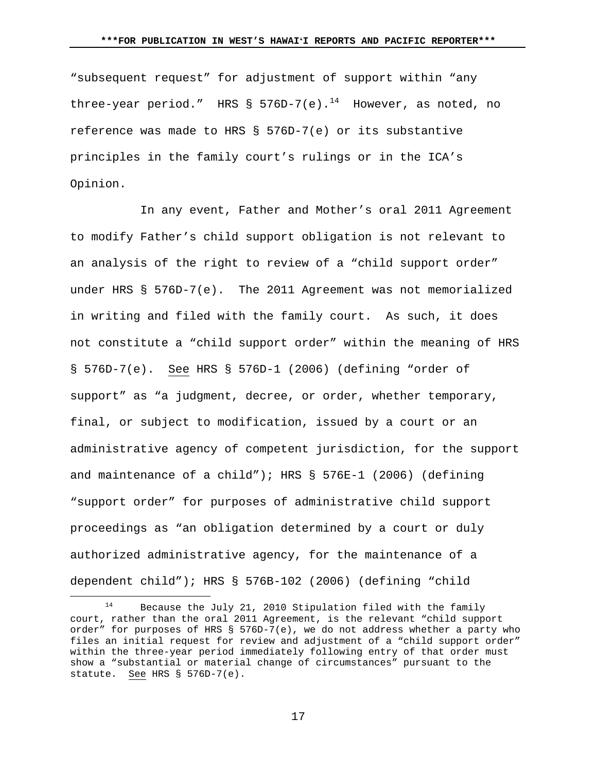"subsequent request" for adjustment of support within "any three-year period." HRS § 576D-7(e).[14] However, as noted, no reference was made to HRS § 576D-7(e) or its substantive principles in the family court's rulings or in the ICA's Opinion.

In any event, Father and Mother's oral 2011 Agreement to modify Father's child support obligation is not relevant to an analysis of the right to review of a "child support order" under HRS § 576D-7(e). The 2011 Agreement was not memorialized in writing and filed with the family court. As such, it does not constitute a "child support order" within the meaning of HRS § 576D-7(e). See HRS § 576D-1 (2006) (defining "order of support" as "a judgment, decree, or order, whether temporary, final, or subject to modification, issued by a court or an administrative agency of competent jurisdiction, for the support and maintenance of a child"); HRS § 576E-1 (2006) (defining "support order" for purposes of administrative child support proceedings as "an obligation determined by a court or duly authorized administrative agency, for the maintenance of a dependent child"); HRS § 576B-102 (2006) (defining "child

---

[14] Because the July 21, 2010 Stipulation filed with the family court, rather than the oral 2011 Agreement, is the relevant "child support order" for purposes of HRS § 576D-7(e), we do not address whether a party who files an initial request for review and adjustment of a "child support order" within the three-year period immediately following entry of that order must show a "substantial or material change of circumstances" pursuant to the statute. See HRS § 576D-7(e).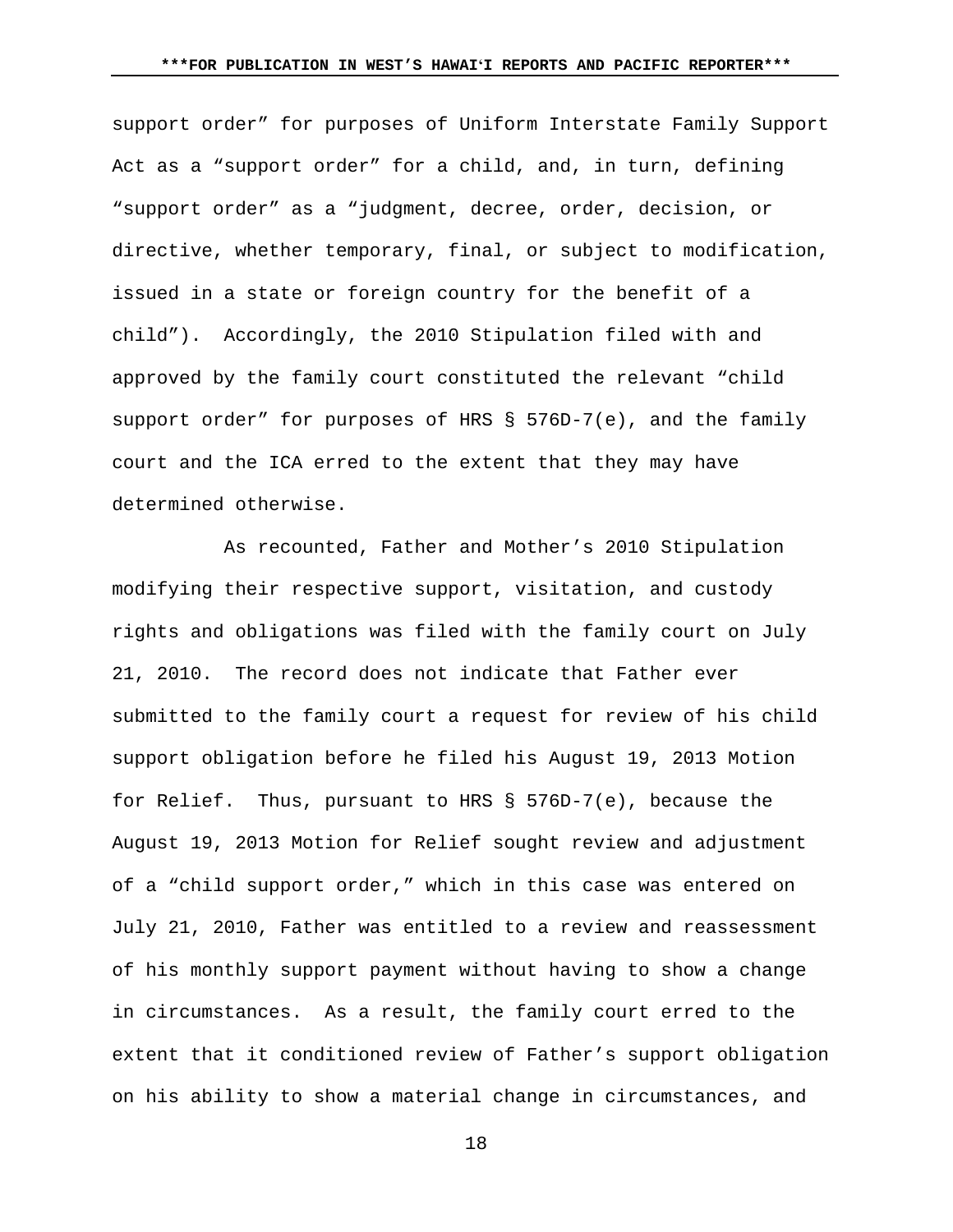support order" for purposes of Uniform Interstate Family Support Act as a "support order" for a child, and, in turn, defining "support order" as a "judgment, decree, order, decision, or directive, whether temporary, final, or subject to modification, issued in a state or foreign country for the benefit of a child"). Accordingly, the 2010 Stipulation filed with and approved by the family court constituted the relevant "child support order" for purposes of HRS § 576D-7(e), and the family court and the ICA erred to the extent that they may have determined otherwise.

As recounted, Father and Mother's 2010 Stipulation modifying their respective support, visitation, and custody rights and obligations was filed with the family court on July 21, 2010. The record does not indicate that Father ever submitted to the family court a request for review of his child support obligation before he filed his August 19, 2013 Motion for Relief. Thus, pursuant to HRS § 576D-7(e), because the August 19, 2013 Motion for Relief sought review and adjustment of a "child support order," which in this case was entered on July 21, 2010, Father was entitled to a review and reassessment of his monthly support payment without having to show a change in circumstances. As a result, the family court erred to the extent that it conditioned review of Father's support obligation on his ability to show a material change in circumstances, and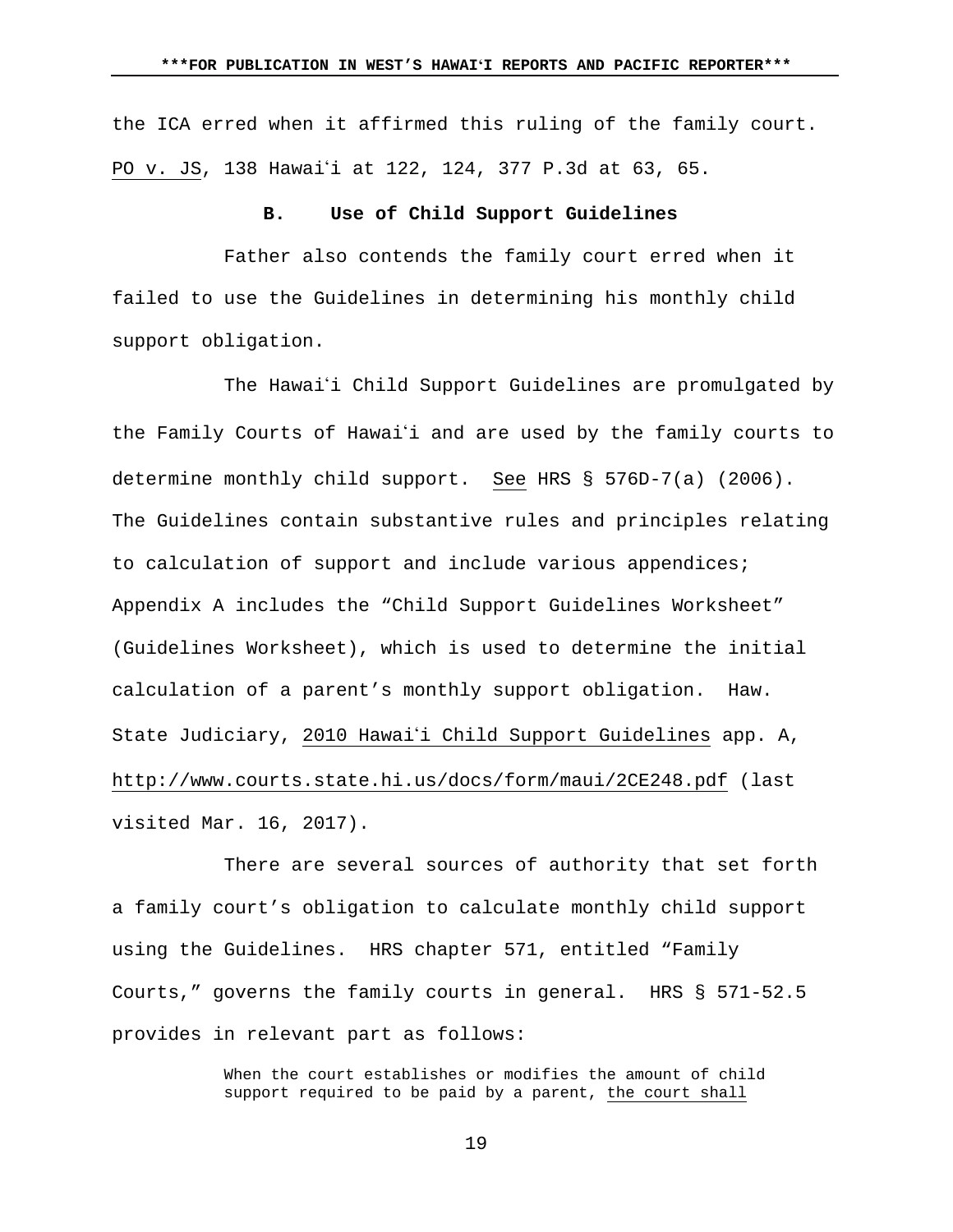the ICA erred when it affirmed this ruling of the family court. PO v. JS, 138 Hawaiʻi at 122, 124, 377 P.3d at 63, 65.

### B. Use of Child Support Guidelines

Father also contends the family court erred when it failed to use the Guidelines in determining his monthly child support obligation.

The Hawaiʻi Child Support Guidelines are promulgated by the Family Courts of Hawaiʻi and are used by the family courts to determine monthly child support. See HRS § 576D-7(a) (2006). The Guidelines contain substantive rules and principles relating to calculation of support and include various appendices; Appendix A includes the "Child Support Guidelines Worksheet" (Guidelines Worksheet), which is used to determine the initial calculation of a parent's monthly support obligation. Haw. State Judiciary, 2010 Hawaiʻi Child Support Guidelines app. A, http://www.courts.state.hi.us/docs/form/maui/2CE248.pdf (last visited Mar. 16, 2017).

There are several sources of authority that set forth a family court's obligation to calculate monthly child support using the Guidelines. HRS chapter 571, entitled "Family Courts," governs the family courts in general. HRS § 571-52.5 provides in relevant part as follows:

> When the court establishes or modifies the amount of child support required to be paid by a parent, the court shall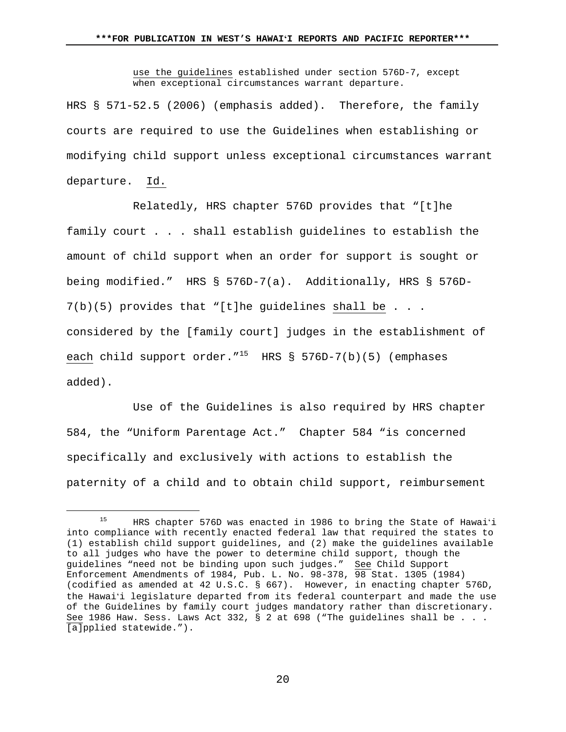> use the guidelines established under section 576D-7, except when exceptional circumstances warrant departure.

HRS § 571-52.5 (2006) (emphasis added). Therefore, the family courts are required to use the Guidelines when establishing or modifying child support unless exceptional circumstances warrant departure. Id.

Relatedly, HRS chapter 576D provides that "[t]he family court . . . shall establish guidelines to establish the amount of child support when an order for support is sought or being modified." HRS § 576D-7(a). Additionally, HRS § 576D-7(b)(5) provides that "[t]he guidelines shall be . . . considered by the [family court] judges in the establishment of each child support order."[15] HRS § 576D-7(b)(5) (emphases added).

Use of the Guidelines is also required by HRS chapter 584, the "Uniform Parentage Act." Chapter 584 "is concerned specifically and exclusively with actions to establish the paternity of a child and to obtain child support, reimbursement

---

[15] HRS chapter 576D was enacted in 1986 to bring the State of Hawaiʻi into compliance with recently enacted federal law that required the states to (1) establish child support guidelines, and (2) make the guidelines available to all judges who have the power to determine child support, though the guidelines "need not be binding upon such judges." See Child Support Enforcement Amendments of 1984, Pub. L. No. 98-378, 98 Stat. 1305 (1984) (codified as amended at 42 U.S.C. § 667). However, in enacting chapter 576D, the Hawaiʻi legislature departed from its federal counterpart and made the use of the Guidelines by family court judges mandatory rather than discretionary. See 1986 Haw. Sess. Laws Act 332, § 2 at 698 ("The guidelines shall be . . . [a]pplied statewide.").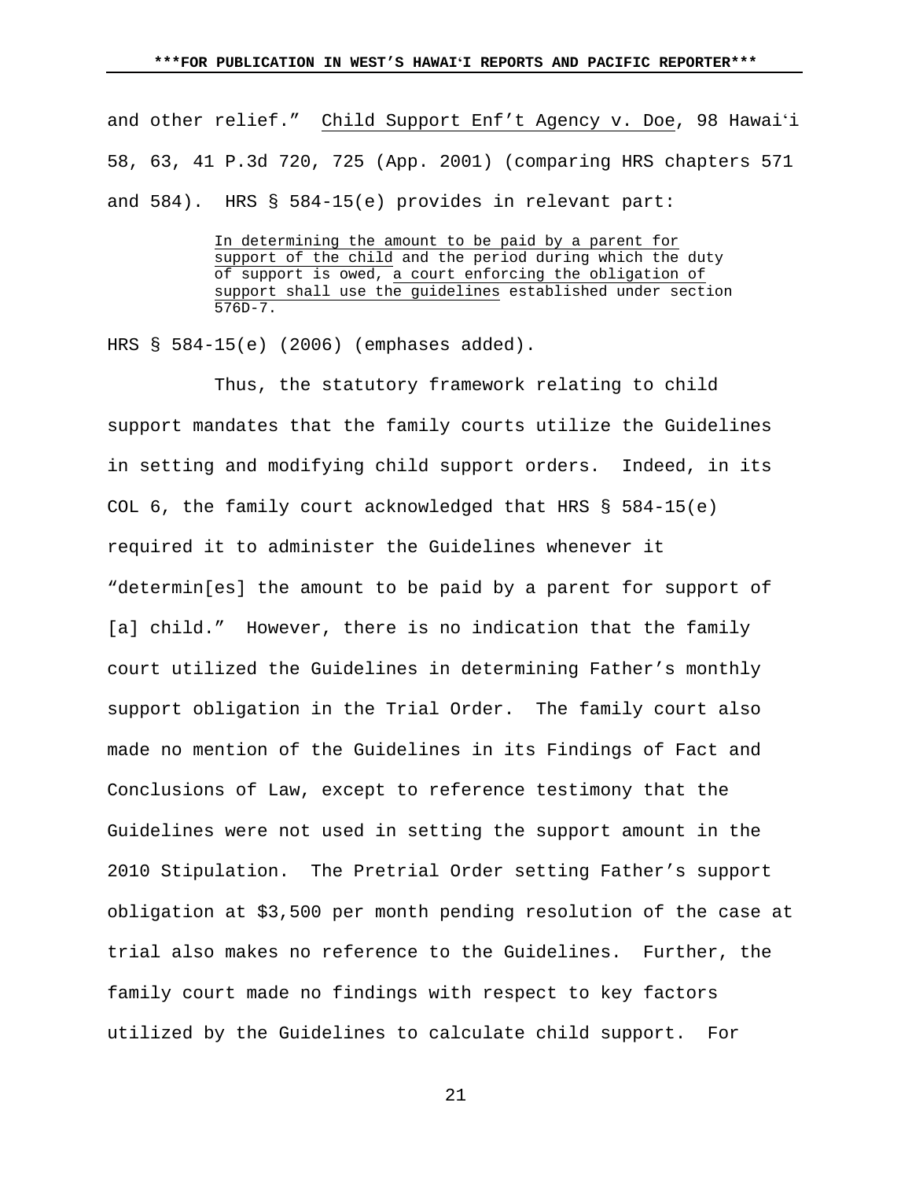and other relief." Child Support Enf't Agency v. Doe, 98 Hawaiʻi 58, 63, 41 P.3d 720, 725 (App. 2001) (comparing HRS chapters 571 and 584). HRS § 584-15(e) provides in relevant part:

> In determining the amount to be paid by a parent for support of the child and the period during which the duty of support is owed, a court enforcing the obligation of support shall use the guidelines established under section 576D-7.

HRS § 584-15(e) (2006) (emphases added).

Thus, the statutory framework relating to child support mandates that the family courts utilize the Guidelines in setting and modifying child support orders. Indeed, in its COL 6, the family court acknowledged that HRS § 584-15(e) required it to administer the Guidelines whenever it "determin[es] the amount to be paid by a parent for support of [a] child." However, there is no indication that the family court utilized the Guidelines in determining Father's monthly support obligation in the Trial Order. The family court also made no mention of the Guidelines in its Findings of Fact and Conclusions of Law, except to reference testimony that the Guidelines were not used in setting the support amount in the 2010 Stipulation. The Pretrial Order setting Father's support obligation at $3,500 per month pending resolution of the case at trial also makes no reference to the Guidelines. Further, the family court made no findings with respect to key factors utilized by the Guidelines to calculate child support. For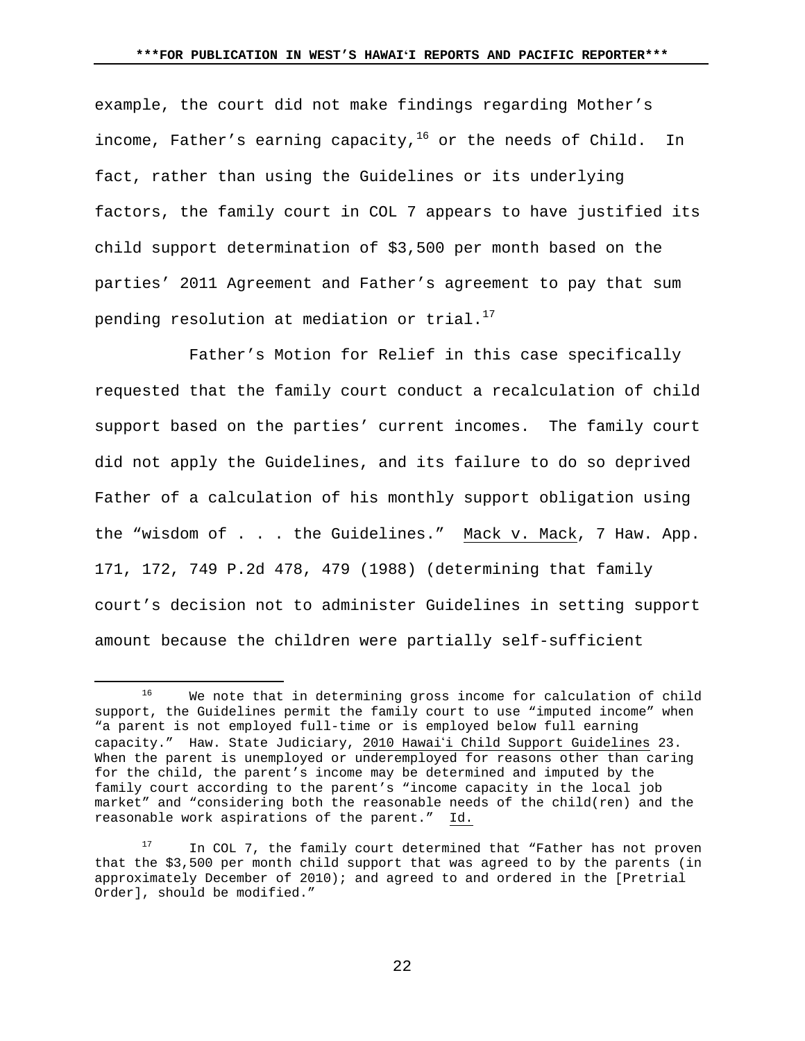example, the court did not make findings regarding Mother's income, Father's earning capacity,[16] or the needs of Child. In fact, rather than using the Guidelines or its underlying factors, the family court in COL 7 appears to have justified its child support determination of $3,500 per month based on the parties' 2011 Agreement and Father's agreement to pay that sum pending resolution at mediation or trial.[17]

Father's Motion for Relief in this case specifically requested that the family court conduct a recalculation of child support based on the parties' current incomes. The family court did not apply the Guidelines, and its failure to do so deprived Father of a calculation of his monthly support obligation using the "wisdom of . . . the Guidelines." Mack v. Mack, 7 Haw. App. 171, 172, 749 P.2d 478, 479 (1988) (determining that family court's decision not to administer Guidelines in setting support amount because the children were partially self-sufficient

---

[16] We note that in determining gross income for calculation of child support, the Guidelines permit the family court to use "imputed income" when "a parent is not employed full-time or is employed below full earning capacity." Haw. State Judiciary, 2010 Hawai'i Child Support Guidelines 23. When the parent is unemployed or underemployed for reasons other than caring for the child, the parent's income may be determined and imputed by the family court according to the parent's "income capacity in the local job market" and "considering both the reasonable needs of the child(ren) and the reasonable work aspirations of the parent." Id.

[17] In COL 7, the family court determined that "Father has not proven that the $3,500 per month child support that was agreed to by the parents (in approximately December of 2010); and agreed to and ordered in the [Pretrial Order], should be modified."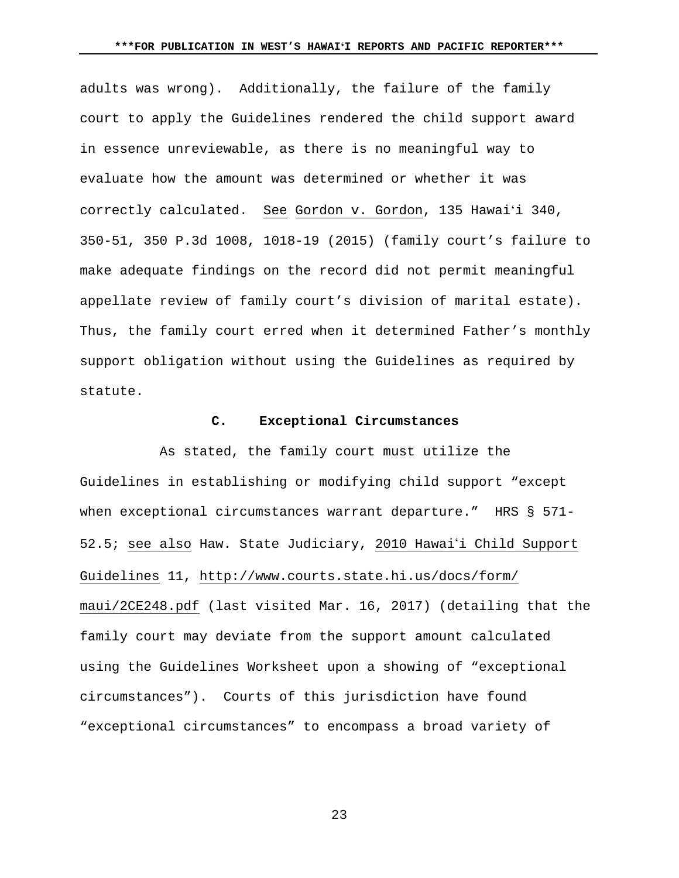adults was wrong). Additionally, the failure of the family court to apply the Guidelines rendered the child support award in essence unreviewable, as there is no meaningful way to evaluate how the amount was determined or whether it was correctly calculated. See Gordon v. Gordon, 135 Hawaiʻi 340, 350-51, 350 P.3d 1008, 1018-19 (2015) (family court's failure to make adequate findings on the record did not permit meaningful appellate review of family court's division of marital estate). Thus, the family court erred when it determined Father's monthly support obligation without using the Guidelines as required by statute.

### C. Exceptional Circumstances

As stated, the family court must utilize the Guidelines in establishing or modifying child support "except when exceptional circumstances warrant departure." HRS § 571-52.5; see also Haw. State Judiciary, 2010 Hawaiʻi Child Support Guidelines 11, http://www.courts.state.hi.us/docs/form/maui/2CE248.pdf (last visited Mar. 16, 2017) (detailing that the family court may deviate from the support amount calculated using the Guidelines Worksheet upon a showing of "exceptional circumstances"). Courts of this jurisdiction have found "exceptional circumstances" to encompass a broad variety of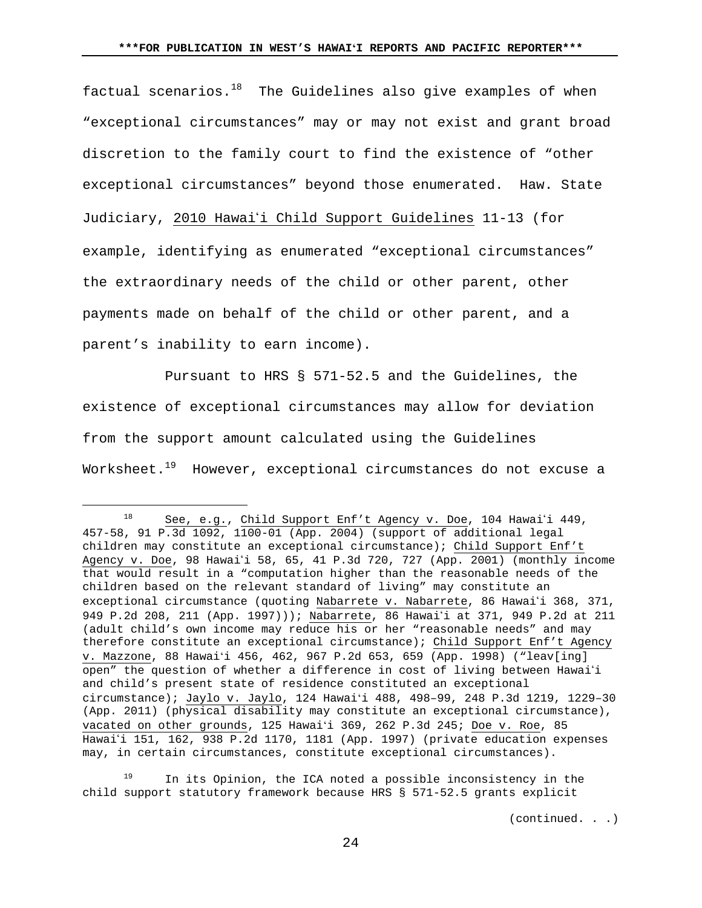factual scenarios.[18] The Guidelines also give examples of when "exceptional circumstances" may or may not exist and grant broad discretion to the family court to find the existence of "other exceptional circumstances" beyond those enumerated. Haw. State Judiciary, 2010 Hawaiʻi Child Support Guidelines 11-13 (for example, identifying as enumerated "exceptional circumstances" the extraordinary needs of the child or other parent, other payments made on behalf of the child or other parent, and a parent's inability to earn income).

Pursuant to HRS § 571-52.5 and the Guidelines, the existence of exceptional circumstances may allow for deviation from the support amount calculated using the Guidelines Worksheet.[19] However, exceptional circumstances do not excuse a

---

[18] See, e.g., Child Support Enf't Agency v. Doe, 104 Hawaiʻi 449, 457-58, 91 P.3d 1092, 1100-01 (App. 2004) (support of additional legal children may constitute an exceptional circumstance); Child Support Enf't Agency v. Doe, 98 Hawaiʻi 58, 65, 41 P.3d 720, 727 (App. 2001) (monthly income that would result in a "computation higher than the reasonable needs of the children based on the relevant standard of living" may constitute an exceptional circumstance (quoting Nabarrete v. Nabarrete, 86 Hawaiʻi 368, 371, 949 P.2d 208, 211 (App. 1997))); Nabarrete, 86 Hawaiʻi at 371, 949 P.2d at 211 (adult child's own income may reduce his or her "reasonable needs" and may therefore constitute an exceptional circumstance); Child Support Enf't Agency v. Mazzone, 88 Hawaiʻi 456, 462, 967 P.2d 653, 659 (App. 1998) ("leav[ing] open" the question of whether a difference in cost of living between Hawaiʻi and child's present state of residence constituted an exceptional circumstance); Jaylo v. Jaylo, 124 Hawaiʻi 488, 498–99, 248 P.3d 1219, 1229–30 (App. 2011) (physical disability may constitute an exceptional circumstance), vacated on other grounds, 125 Hawaiʻi 369, 262 P.3d 245; Doe v. Roe, 85 Hawaiʻi 151, 162, 938 P.2d 1170, 1181 (App. 1997) (private education expenses may, in certain circumstances, constitute exceptional circumstances).

[19] In its Opinion, the ICA noted a possible inconsistency in the child support statutory framework because HRS § 571-52.5 grants explicit

(continued. . .)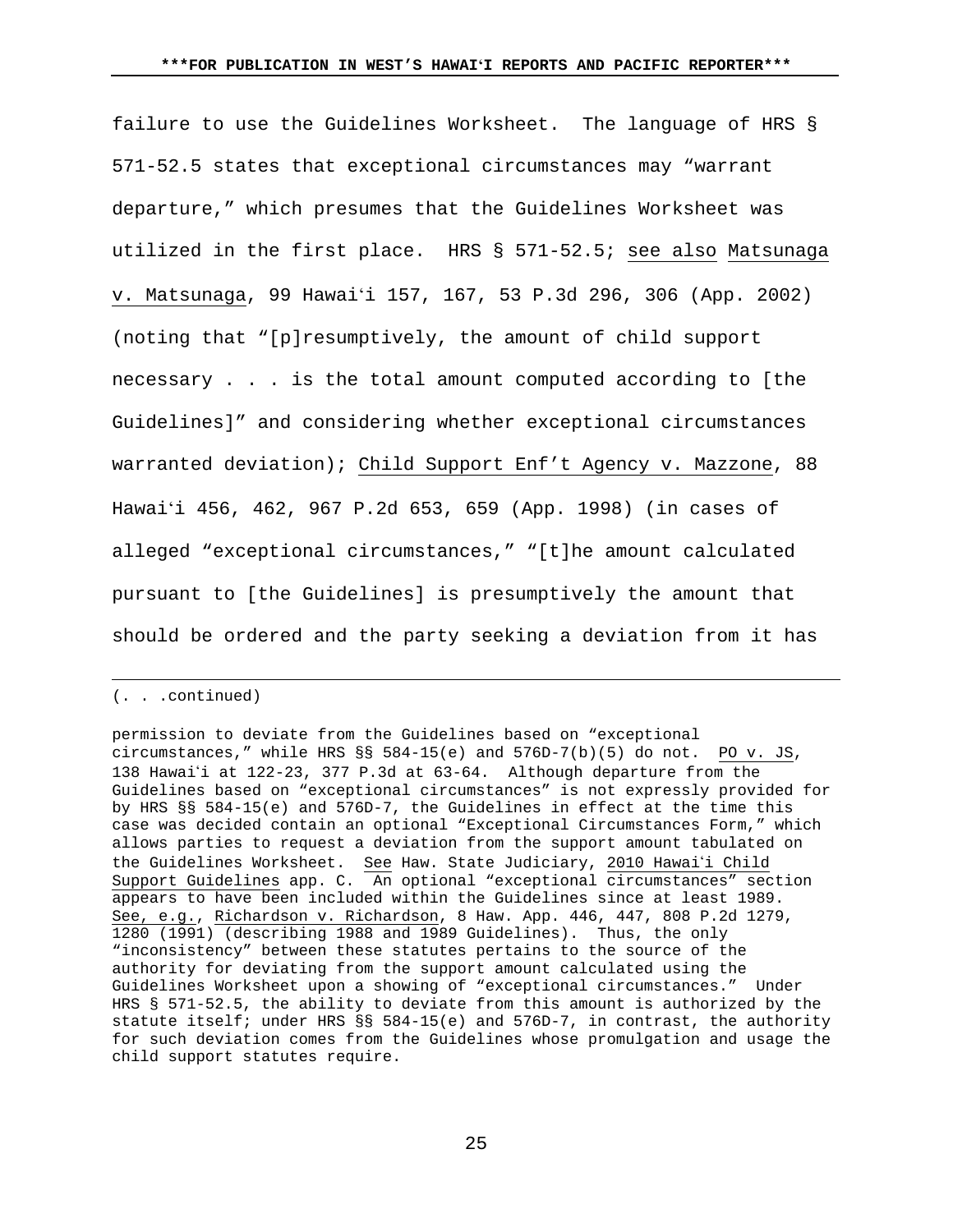failure to use the Guidelines Worksheet. The language of HRS § 571-52.5 states that exceptional circumstances may "warrant departure," which presumes that the Guidelines Worksheet was utilized in the first place. HRS § 571-52.5; see also Matsunaga v. Matsunaga, 99 Hawaiʻi 157, 167, 53 P.3d 296, 306 (App. 2002) (noting that "[p]resumptively, the amount of child support necessary . . . is the total amount computed according to [the Guidelines]" and considering whether exceptional circumstances warranted deviation); Child Support Enf't Agency v. Mazzone, 88 Hawaiʻi 456, 462, 967 P.2d 653, 659 (App. 1998) (in cases of alleged "exceptional circumstances," "[t]he amount calculated pursuant to [the Guidelines] is presumptively the amount that should be ordered and the party seeking a deviation from it has

---

(. . .continued)

permission to deviate from the Guidelines based on "exceptional circumstances," while HRS §§ 584-15(e) and 576D-7(b)(5) do not. PO v. JS, 138 Hawaiʻi at 122-23, 377 P.3d at 63-64. Although departure from the Guidelines based on "exceptional circumstances" is not expressly provided for by HRS §§ 584-15(e) and 576D-7, the Guidelines in effect at the time this case was decided contain an optional "Exceptional Circumstances Form," which allows parties to request a deviation from the support amount tabulated on the Guidelines Worksheet. See Haw. State Judiciary, 2010 Hawaiʻi Child Support Guidelines app. C. An optional "exceptional circumstances" section appears to have been included within the Guidelines since at least 1989. See, e.g., Richardson v. Richardson, 8 Haw. App. 446, 447, 808 P.2d 1279, 1280 (1991) (describing 1988 and 1989 Guidelines). Thus, the only "inconsistency" between these statutes pertains to the source of the authority for deviating from the support amount calculated using the Guidelines Worksheet upon a showing of "exceptional circumstances." Under HRS § 571-52.5, the ability to deviate from this amount is authorized by the statute itself; under HRS §§ 584-15(e) and 576D-7, in contrast, the authority for such deviation comes from the Guidelines whose promulgation and usage the child support statutes require.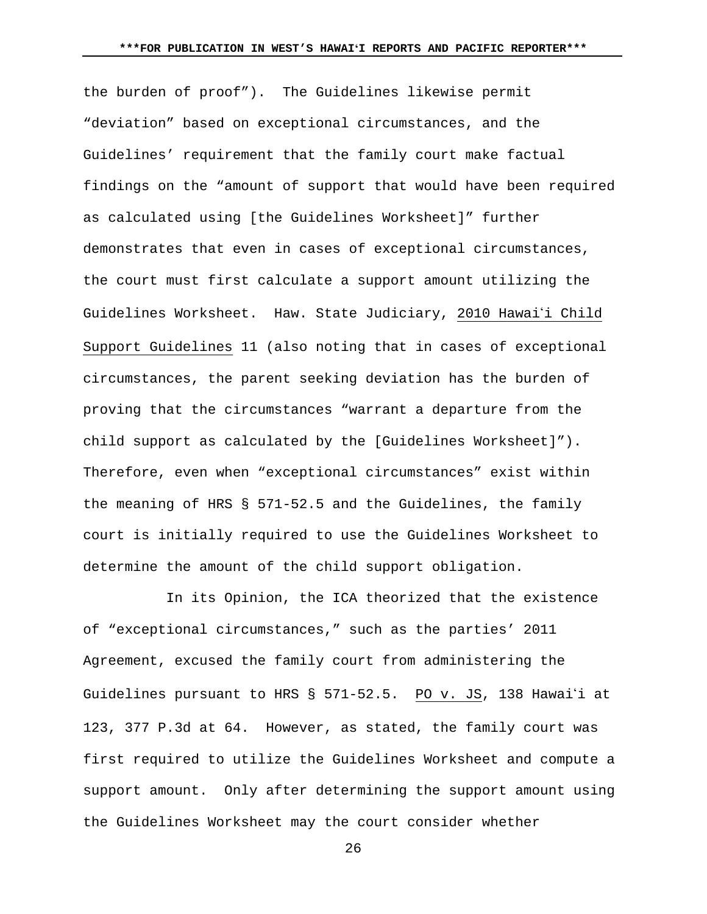the burden of proof”). The Guidelines likewise permit “deviation” based on exceptional circumstances, and the Guidelines’ requirement that the family court make factual findings on the “amount of support that would have been required as calculated using [the Guidelines Worksheet]” further demonstrates that even in cases of exceptional circumstances, the court must first calculate a support amount utilizing the Guidelines Worksheet. Haw. State Judiciary, 2010 Hawaiʻi Child Support Guidelines 11 (also noting that in cases of exceptional circumstances, the parent seeking deviation has the burden of proving that the circumstances “warrant a departure from the child support as calculated by the [Guidelines Worksheet]”). Therefore, even when “exceptional circumstances” exist within the meaning of HRS § 571-52.5 and the Guidelines, the family court is initially required to use the Guidelines Worksheet to determine the amount of the child support obligation.

In its Opinion, the ICA theorized that the existence of “exceptional circumstances,” such as the parties’ 2011 Agreement, excused the family court from administering the Guidelines pursuant to HRS § 571-52.5. PO v. JS, 138 Hawaiʻi at 123, 377 P.3d at 64. However, as stated, the family court was first required to utilize the Guidelines Worksheet and compute a support amount. Only after determining the support amount using the Guidelines Worksheet may the court consider whether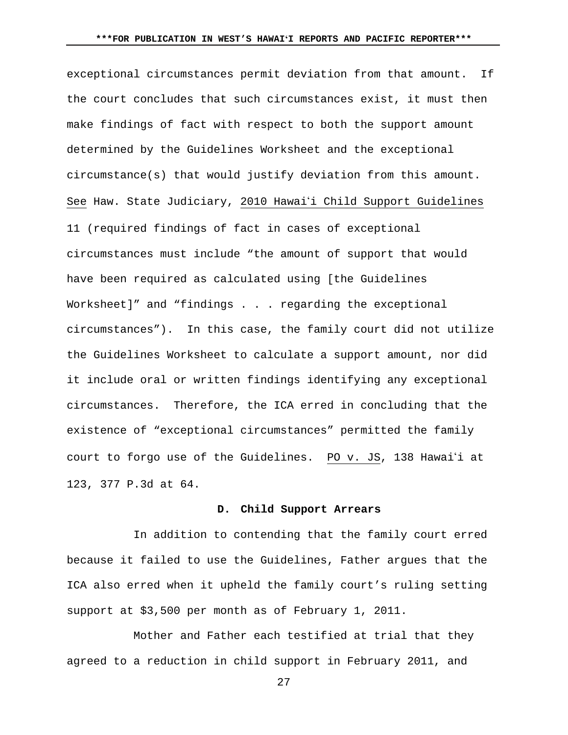exceptional circumstances permit deviation from that amount. If the court concludes that such circumstances exist, it must then make findings of fact with respect to both the support amount determined by the Guidelines Worksheet and the exceptional circumstance(s) that would justify deviation from this amount. See Haw. State Judiciary, 2010 Hawaiʻi Child Support Guidelines 11 (required findings of fact in cases of exceptional circumstances must include "the amount of support that would have been required as calculated using [the Guidelines Worksheet]" and "findings . . . regarding the exceptional circumstances"). In this case, the family court did not utilize the Guidelines Worksheet to calculate a support amount, nor did it include oral or written findings identifying any exceptional circumstances. Therefore, the ICA erred in concluding that the existence of "exceptional circumstances" permitted the family court to forgo use of the Guidelines. PO v. JS, 138 Hawaiʻi at 123, 377 P.3d at 64.

### D. Child Support Arrears

In addition to contending that the family court erred because it failed to use the Guidelines, Father argues that the ICA also erred when it upheld the family court's ruling setting support at $3,500 per month as of February 1, 2011.

Mother and Father each testified at trial that they agreed to a reduction in child support in February 2011, and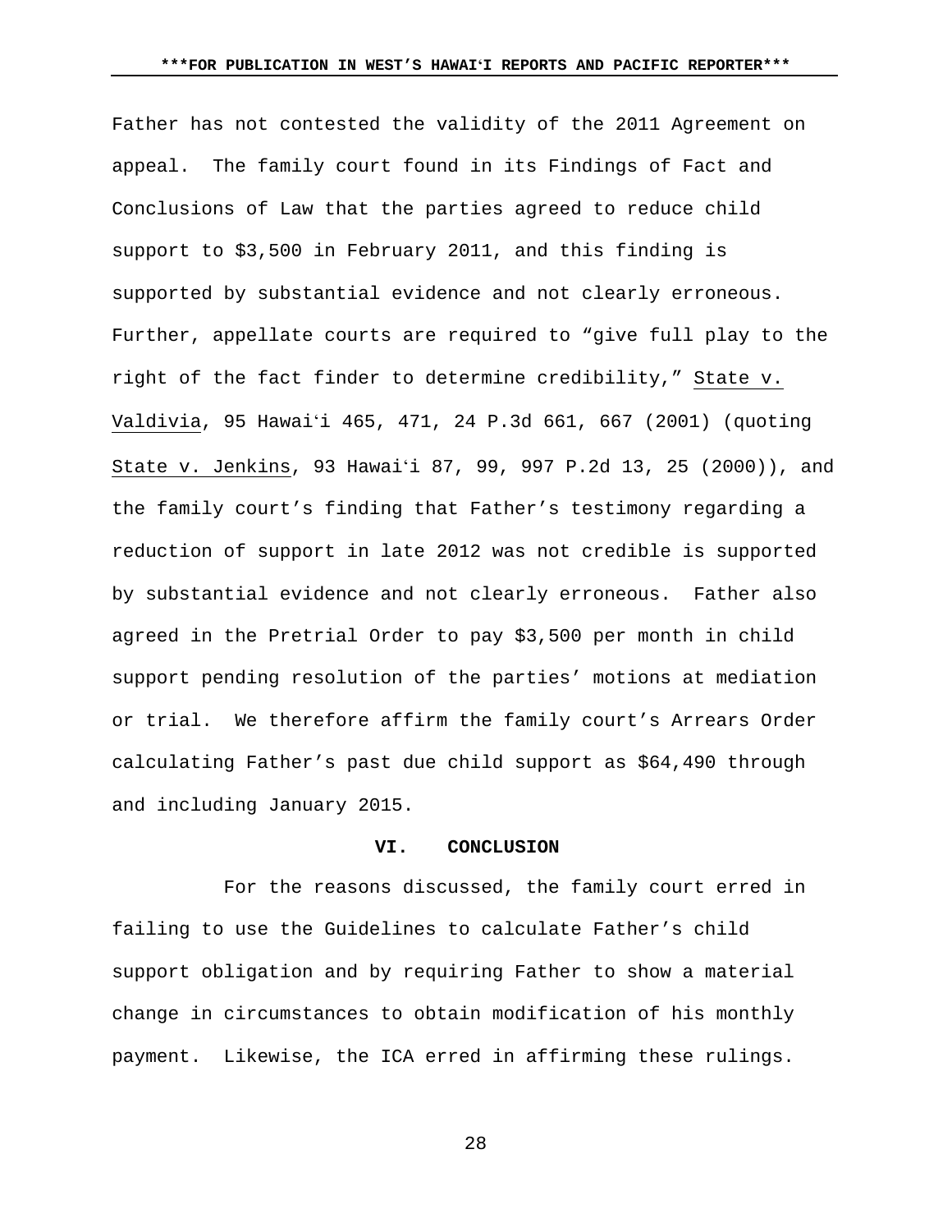Father has not contested the validity of the 2011 Agreement on appeal. The family court found in its Findings of Fact and Conclusions of Law that the parties agreed to reduce child support to $3,500 in February 2011, and this finding is supported by substantial evidence and not clearly erroneous. Further, appellate courts are required to "give full play to the right of the fact finder to determine credibility," State v. Valdivia, 95 Hawaiʻi 465, 471, 24 P.3d 661, 667 (2001) (quoting State v. Jenkins, 93 Hawaiʻi 87, 99, 997 P.2d 13, 25 (2000)), and the family court's finding that Father's testimony regarding a reduction of support in late 2012 was not credible is supported by substantial evidence and not clearly erroneous. Father also agreed in the Pretrial Order to pay $3,500 per month in child support pending resolution of the parties' motions at mediation or trial. We therefore affirm the family court's Arrears Order calculating Father's past due child support as $64,490 through and including January 2015.

## VI. CONCLUSION

For the reasons discussed, the family court erred in failing to use the Guidelines to calculate Father's child support obligation and by requiring Father to show a material change in circumstances to obtain modification of his monthly payment. Likewise, the ICA erred in affirming these rulings.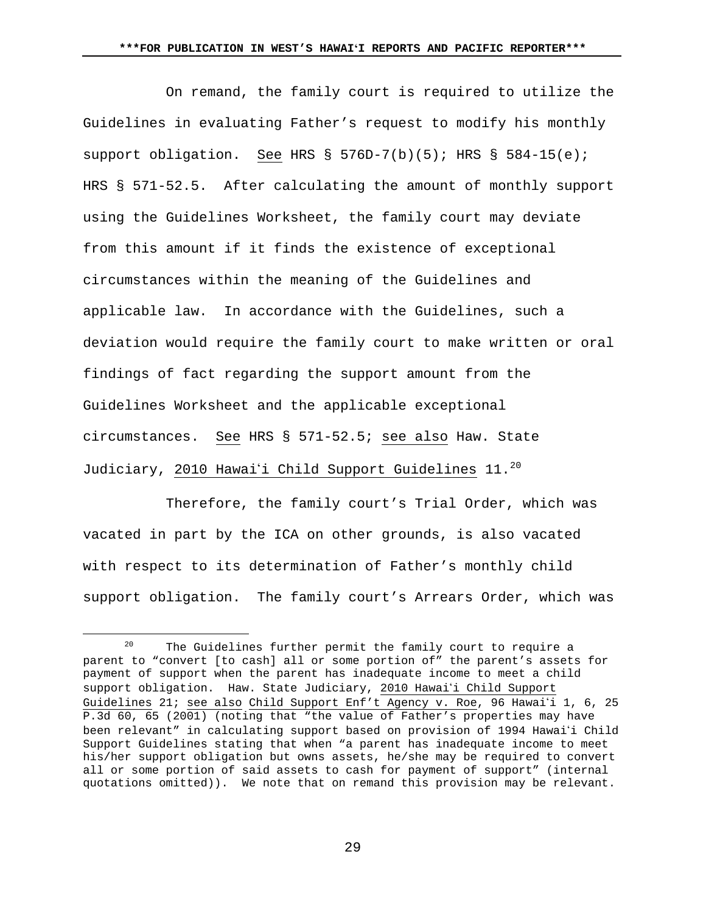On remand, the family court is required to utilize the Guidelines in evaluating Father's request to modify his monthly support obligation. See HRS § 576D-7(b)(5); HRS § 584-15(e); HRS § 571-52.5. After calculating the amount of monthly support using the Guidelines Worksheet, the family court may deviate from this amount if it finds the existence of exceptional circumstances within the meaning of the Guidelines and applicable law. In accordance with the Guidelines, such a deviation would require the family court to make written or oral findings of fact regarding the support amount from the Guidelines Worksheet and the applicable exceptional circumstances. See HRS § 571-52.5; see also Haw. State Judiciary, 2010 Hawaiʻi Child Support Guidelines 11.[20]

Therefore, the family court's Trial Order, which was vacated in part by the ICA on other grounds, is also vacated with respect to its determination of Father's monthly child support obligation. The family court's Arrears Order, which was

---

[20] The Guidelines further permit the family court to require a parent to "convert [to cash] all or some portion of" the parent's assets for payment of support when the parent has inadequate income to meet a child support obligation. Haw. State Judiciary, 2010 Hawaiʻi Child Support Guidelines 21; see also Child Support Enf't Agency v. Roe, 96 Hawaiʻi 1, 6, 25 P.3d 60, 65 (2001) (noting that "the value of Father's properties may have been relevant" in calculating support based on provision of 1994 Hawaiʻi Child Support Guidelines stating that when "a parent has inadequate income to meet his/her support obligation but owns assets, he/she may be required to convert all or some portion of said assets to cash for payment of support" (internal quotations omitted)). We note that on remand this provision may be relevant.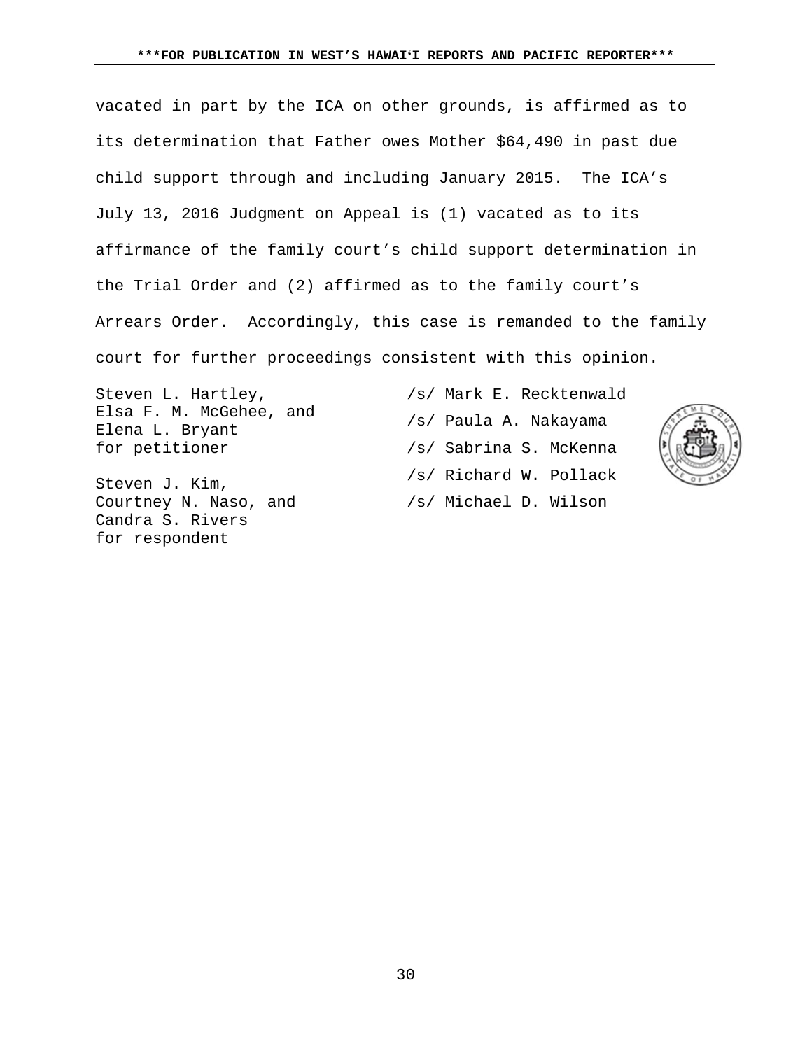vacated in part by the ICA on other grounds, is affirmed as to its determination that Father owes Mother $64,490 in past due child support through and including January 2015. The ICA's July 13, 2016 Judgment on Appeal is (1) vacated as to its affirmance of the family court's child support determination in the Trial Order and (2) affirmed as to the family court's Arrears Order. Accordingly, this case is remanded to the family court for further proceedings consistent with this opinion.

Steven L. Hartley,
Elsa F. M. McGehee, and
Elena L. Bryant
for petitioner

Steven J. Kim,
Courtney N. Naso, and
Candra S. Rivers
for respondent

/s/ Mark E. Recktenwald

/s/ Paula A. Nakayama

/s/ Sabrina S. McKenna

/s/ Richard W. Pollack

/s/ Michael D. Wilson